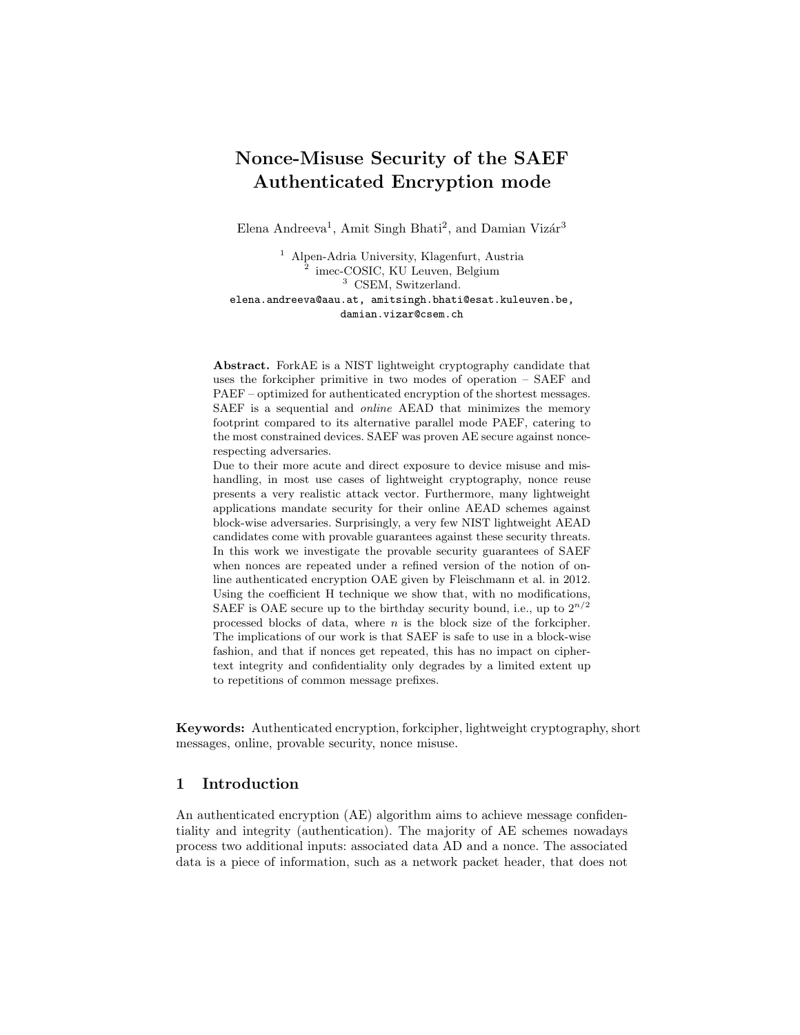# Nonce-Misuse Security of the SAEF Authenticated Encryption mode

Elena Andreeva[1], Amit Singh Bhati[2], and Damian Vizár[3]

[1] Alpen-Adria University, Klagenfurt, Austria
[2] imec-COSIC, KU Leuven, Belgium
[3] CSEM, Switzerland.

elena.andreeva@aau.at, amitsingh.bhati@esat.kuleuven.be, damian.vizar@csem.ch

**Abstract.** ForkAE is a NIST lightweight cryptography candidate that uses the forkcipher primitive in two modes of operation – SAEF and PAEF – optimized for authenticated encryption of the shortest messages. SAEF is a sequential and *online* AEAD that minimizes the memory footprint compared to its alternative parallel mode PAEF, catering to the most constrained devices. SAEF was proven AE secure against nonce-respecting adversaries.

Due to their more acute and direct exposure to device misuse and mishandling, in most use cases of lightweight cryptography, nonce reuse presents a very realistic attack vector. Furthermore, many lightweight applications mandate security for their online AEAD schemes against block-wise adversaries. Surprisingly, a very few NIST lightweight AEAD candidates come with provable guarantees against these security threats. In this work we investigate the provable security guarantees of SAEF when nonces are repeated under a refined version of the notion of online authenticated encryption OAE given by Fleischmann et al. in 2012. Using the coefficient H technique we show that, with no modifications, SAEF is OAE secure up to the birthday security bound, i.e., up to $2^{n/2}$ processed blocks of data, where $n$ is the block size of the forkcipher. The implications of our work is that SAEF is safe to use in a block-wise fashion, and that if nonces get repeated, this has no impact on ciphertext integrity and confidentiality only degrades by a limited extent up to repetitions of common message prefixes.

**Keywords:** Authenticated encryption, forkcipher, lightweight cryptography, short messages, online, provable security, nonce misuse.

## 1 Introduction

An authenticated encryption (AE) algorithm aims to achieve message confidentiality and integrity (authentication). The majority of AE schemes nowadays process two additional inputs: associated data AD and a nonce. The associated data is a piece of information, such as a network packet header, that does not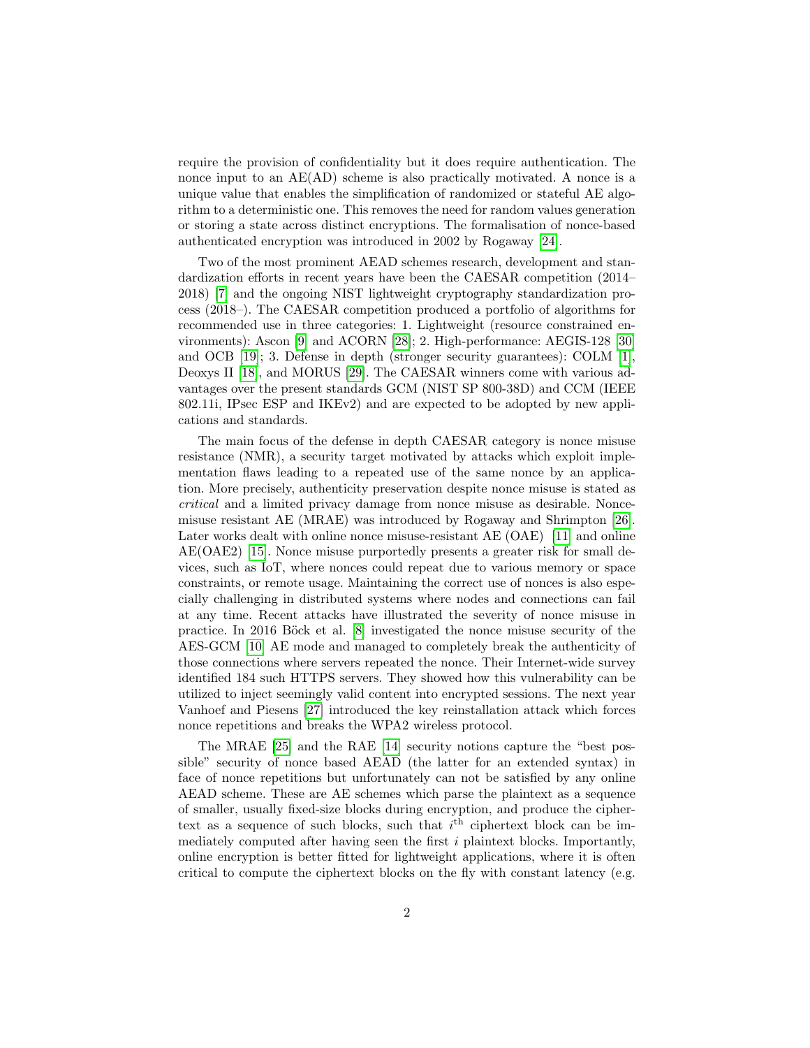require the provision of confidentiality but it does require authentication. The nonce input to an AE(AD) scheme is also practically motivated. A nonce is a unique value that enables the simplification of randomized or stateful AE algorithm to a deterministic one. This removes the need for random values generation or storing a state across distinct encryptions. The formalisation of nonce-based authenticated encryption was introduced in 2002 by Rogaway [24].

Two of the most prominent AEAD schemes research, development and standardization efforts in recent years have been the CAESAR competition (2014–2018) [7] and the ongoing NIST lightweight cryptography standardization process (2018–). The CAESAR competition produced a portfolio of algorithms for recommended use in three categories: 1. Lightweight (resource constrained environments): Ascon [9] and ACORN [28]; 2. High-performance: AEGIS-128 [30] and OCB [19]; 3. Defense in depth (stronger security guarantees): COLM [1], Deoxys II [18], and MORUS [29]. The CAESAR winners come with various advantages over the present standards GCM (NIST SP 800-38D) and CCM (IEEE 802.11i, IPsec ESP and IKEv2) and are expected to be adopted by new applications and standards.

The main focus of the defense in depth CAESAR category is nonce misuse resistance (NMR), a security target motivated by attacks which exploit implementation flaws leading to a repeated use of the same nonce by an application. More precisely, authenticity preservation despite nonce misuse is stated as *critical* and a limited privacy damage from nonce misuse as desirable. Nonce-misuse resistant AE (MRAE) was introduced by Rogaway and Shrimpton [26]. Later works dealt with online nonce misuse-resistant AE (OAE) [11] and online AE(OAE2) [15]. Nonce misuse purportedly presents a greater risk for small devices, such as IoT, where nonces could repeat due to various memory or space constraints, or remote usage. Maintaining the correct use of nonces is also especially challenging in distributed systems where nodes and connections can fail at any time. Recent attacks have illustrated the severity of nonce misuse in practice. In 2016 Böck et al. [8] investigated the nonce misuse security of the AES-GCM [10] AE mode and managed to completely break the authenticity of those connections where servers repeated the nonce. Their Internet-wide survey identified 184 such HTTPS servers. They showed how this vulnerability can be utilized to inject seemingly valid content into encrypted sessions. The next year Vanhoef and Piesens [27] introduced the key reinstallation attack which forces nonce repetitions and breaks the WPA2 wireless protocol.

The MRAE [25] and the RAE [14] security notions capture the "best possible" security of nonce based AEAD (the latter for an extended syntax) in face of nonce repetitions but unfortunately can not be satisfied by any online AEAD scheme. These are AE schemes which parse the plaintext as a sequence of smaller, usually fixed-size blocks during encryption, and produce the ciphertext as a sequence of such blocks, such that $i^{\text{th}}$ ciphertext block can be immediately computed after having seen the first $i$ plaintext blocks. Importantly, online encryption is better fitted for lightweight applications, where it is often critical to compute the ciphertext blocks on the fly with constant latency (e.g.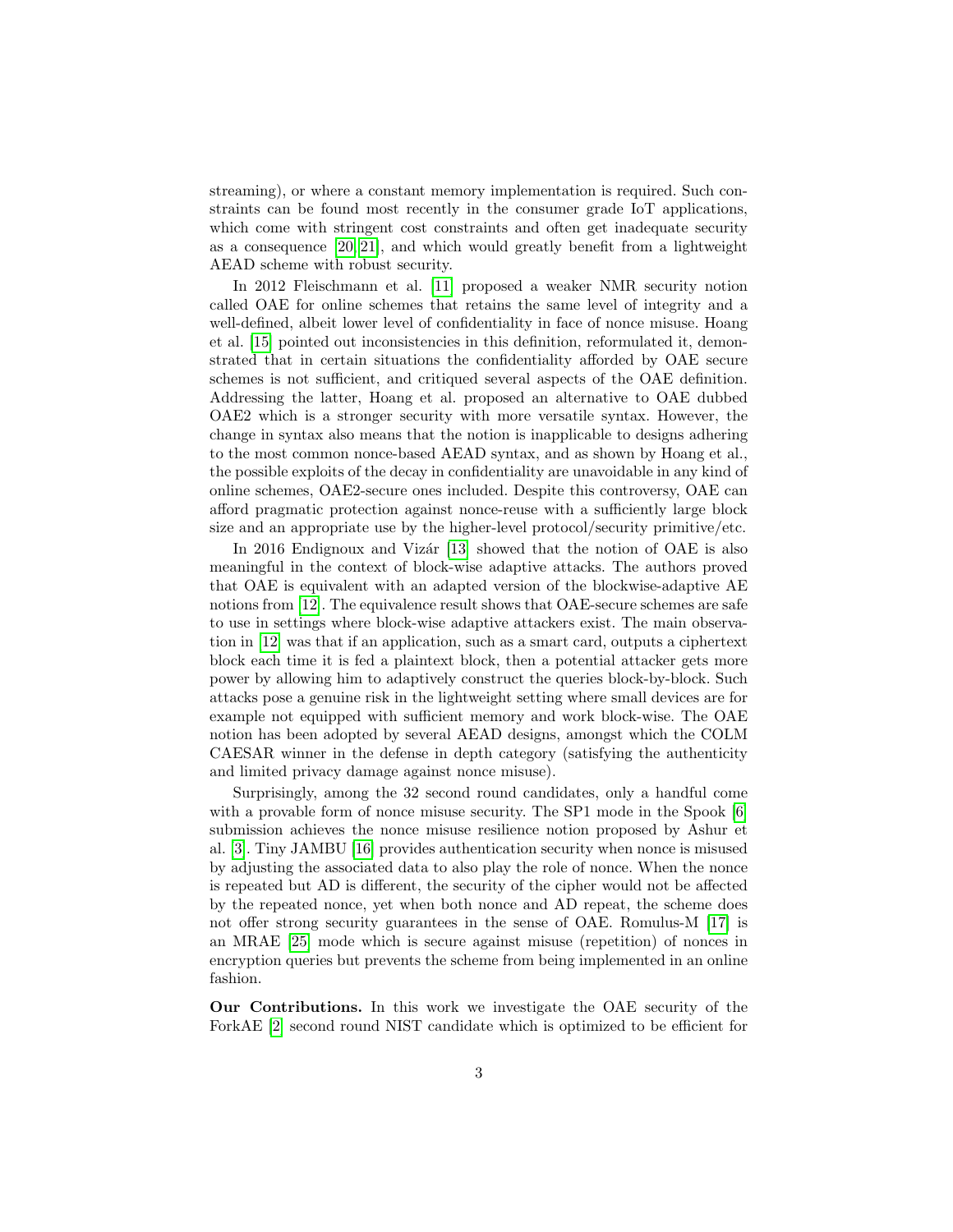streaming), or where a constant memory implementation is required. Such constraints can be found most recently in the consumer grade IoT applications, which come with stringent cost constraints and often get inadequate security as a consequence [20,21], and which would greatly benefit from a lightweight AEAD scheme with robust security.

In 2012 Fleischmann et al. [11] proposed a weaker NMR security notion called OAE for online schemes that retains the same level of integrity and a well-defined, albeit lower level of confidentiality in face of nonce misuse. Hoang et al. [15] pointed out inconsistencies in this definition, reformulated it, demonstrated that in certain situations the confidentiality afforded by OAE secure schemes is not sufficient, and critiqued several aspects of the OAE definition. Addressing the latter, Hoang et al. proposed an alternative to OAE dubbed OAE2 which is a stronger security with more versatile syntax. However, the change in syntax also means that the notion is inapplicable to designs adhering to the most common nonce-based AEAD syntax, and as shown by Hoang et al., the possible exploits of the decay in confidentiality are unavoidable in any kind of online schemes, OAE2-secure ones included. Despite this controversy, OAE can afford pragmatic protection against nonce-reuse with a sufficiently large block size and an appropriate use by the higher-level protocol/security primitive/etc.

In 2016 Endignoux and Vizár [13] showed that the notion of OAE is also meaningful in the context of block-wise adaptive attacks. The authors proved that OAE is equivalent with an adapted version of the blockwise-adaptive AE notions from [12]. The equivalence result shows that OAE-secure schemes are safe to use in settings where block-wise adaptive attackers exist. The main observation in [12] was that if an application, such as a smart card, outputs a ciphertext block each time it is fed a plaintext block, then a potential attacker gets more power by allowing him to adaptively construct the queries block-by-block. Such attacks pose a genuine risk in the lightweight setting where small devices are for example not equipped with sufficient memory and work block-wise. The OAE notion has been adopted by several AEAD designs, amongst which the COLM CAESAR winner in the defense in depth category (satisfying the authenticity and limited privacy damage against nonce misuse).

Surprisingly, among the 32 second round candidates, only a handful come with a provable form of nonce misuse security. The SP1 mode in the Spook [6] submission achieves the nonce misuse resilience notion proposed by Ashur et al. [3]. Tiny JAMBU [16] provides authentication security when nonce is misused by adjusting the associated data to also play the role of nonce. When the nonce is repeated but AD is different, the security of the cipher would not be affected by the repeated nonce, yet when both nonce and AD repeat, the scheme does not offer strong security guarantees in the sense of OAE. Romulus-M [17] is an MRAE [25] mode which is secure against misuse (repetition) of nonces in encryption queries but prevents the scheme from being implemented in an online fashion.

**Our Contributions.** In this work we investigate the OAE security of the ForkAE [2] second round NIST candidate which is optimized to be efficient for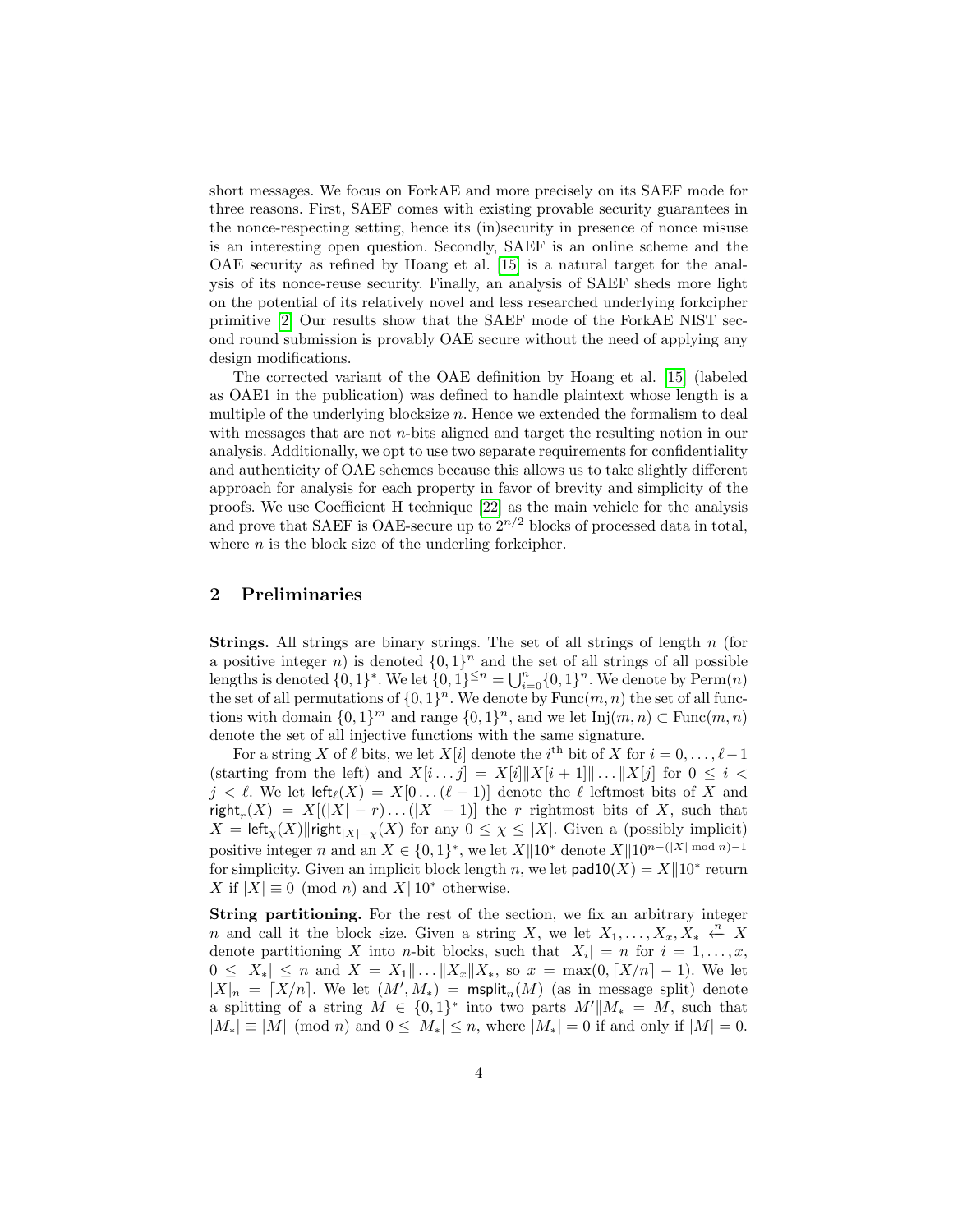short messages. We focus on ForkAE and more precisely on its SAEF mode for three reasons. First, SAEF comes with existing provable security guarantees in the nonce-respecting setting, hence its (in)security in presence of nonce misuse is an interesting open question. Secondly, SAEF is an online scheme and the OAE security as refined by Hoang et al. [15] is a natural target for the analysis of its nonce-reuse security. Finally, an analysis of SAEF sheds more light on the potential of its relatively novel and less researched underlying forkcipher primitive [2] Our results show that the SAEF mode of the ForkAE NIST second round submission is provably OAE secure without the need of applying any design modifications.

The corrected variant of the OAE definition by Hoang et al. [15] (labeled as OAE1 in the publication) was defined to handle plaintext whose length is a multiple of the underlying blocksize $n$. Hence we extended the formalism to deal with messages that are not $n$-bits aligned and target the resulting notion in our analysis. Additionally, we opt to use two separate requirements for confidentiality and authenticity of OAE schemes because this allows us to take slightly different approach for analysis for each property in favor of brevity and simplicity of the proofs. We use Coefficient H technique [22] as the main vehicle for the analysis and prove that SAEF is OAE-secure up to $2^{n/2}$ blocks of processed data in total, where $n$ is the block size of the underling forkcipher.

## 2 Preliminaries

**Strings.** All strings are binary strings. The set of all strings of length $n$ (for a positive integer $n$) is denoted $\{0,1\}^n$ and the set of all strings of all possible lengths is denoted $\{0,1\}^*$. We let $\{0,1\}^{\leq n} = \bigcup_{i=0}^{n}\{0,1\}^n$. We denote by $\mathrm{Perm}(n)$ the set of all permutations of $\{0,1\}^n$. We denote by $\mathrm{Func}(m,n)$ the set of all functions with domain $\{0,1\}^m$ and range $\{0,1\}^n$, and we let $\mathrm{Inj}(m,n) \subset \mathrm{Func}(m,n)$ denote the set of all injective functions with the same signature.

For a string $X$ of $\ell$ bits, we let $X[i]$ denote the $i^{\text{th}}$ bit of $X$ for $i = 0,\ldots,\ell-1$ (starting from the left) and $X[i\ldots j] = X[i]\|X[i+1]\|\ldots\|X[j]$ for $0 \leq i < j < \ell$. We let $\mathsf{left}_\ell(X) = X[0\ldots(\ell-1)]$ denote the $\ell$ leftmost bits of $X$ and $\mathsf{right}_r(X) = X[(|X|-r)\ldots(|X|-1)]$ the $r$ rightmost bits of $X$, such that $X = \mathsf{left}_\chi(X)\|\mathsf{right}_{|X|-\chi}(X)$ for any $0 \leq \chi \leq |X|$. Given a (possibly implicit) positive integer $n$ and an $X \in \{0,1\}^*$, we let $X\|10^*$ denote $X\|10^{n-(|X| \bmod n)-1}$ for simplicity. Given an implicit block length $n$, we let $\mathsf{pad10}(X) = X\|10^*$ return $X$ if $|X| \equiv 0 \pmod{n}$ and $X\|10^*$ otherwise.

**String partitioning.** For the rest of the section, we fix an arbitrary integer $n$ and call it the block size. Given a string $X$, we let $X_1,\ldots,X_x,X_* \xleftarrow{n} X$ denote partitioning $X$ into $n$-bit blocks, such that $|X_i| = n$ for $i = 1,\ldots,x$, $0 \leq |X_*| \leq n$ and $X = X_1\|\ldots\|X_x\|X_*$, so $x = \max(0, \lceil X/n \rceil - 1)$. We let $|X|_n = \lceil X/n \rceil$. We let $(M', M_*) = \mathsf{msplit}_n(M)$ (as in message split) denote a splitting of a string $M \in \{0,1\}^*$ into two parts $M'\|M_* = M$, such that $|M_*| \equiv |M| \pmod{n}$ and $0 \leq |M_*| \leq n$, where $|M_*| = 0$ if and only if $|M| = 0$.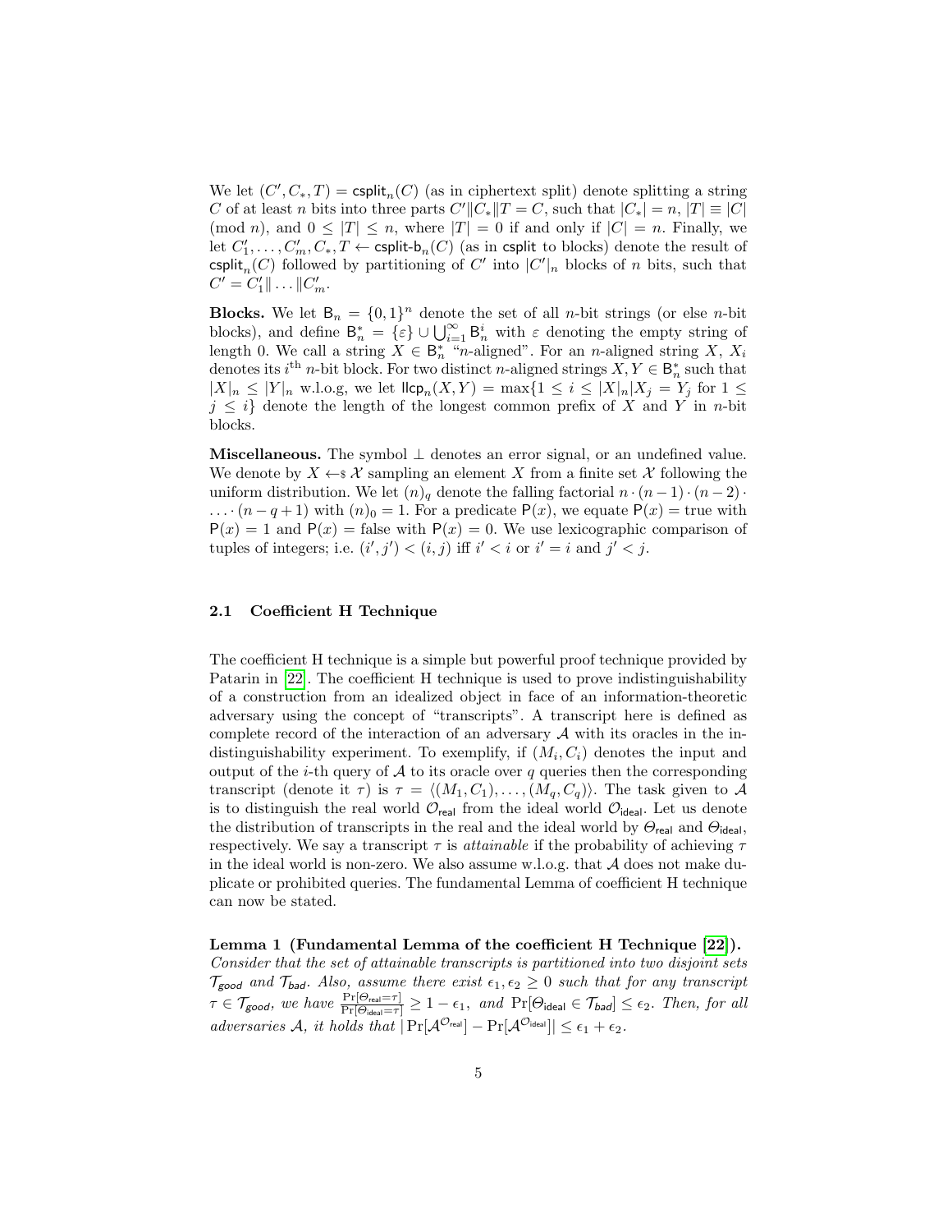We let $(C', C_*, T) = \mathsf{csplit}_n(C)$ (as in ciphertext split) denote splitting a string $C$ of at least $n$ bits into three parts $C' \| C_* \| T = C$, such that $|C_*| = n$, $|T| \equiv |C| \pmod{n}$, and $0 \leq |T| \leq n$, where $|T| = 0$ if and only if $|C| = n$. Finally, we let $C'_1, \ldots, C'_m, C_*, T \leftarrow \mathsf{csplit\text{-}b}_n(C)$ (as in $\mathsf{csplit}$ to blocks) denote the result of $\mathsf{csplit}_n(C)$ followed by partitioning of $C'$ into $|C'|_n$ blocks of $n$ bits, such that $C' = C'_1 \| \ldots \| C'_m$.

**Blocks.** We let $\mathsf{B}_n = \{0,1\}^n$ denote the set of all $n$-bit strings (or else $n$-bit blocks), and define $\mathsf{B}_n^* = \{\varepsilon\} \cup \bigcup_{i=1}^{\infty} \mathsf{B}_n^i$ with $\varepsilon$ denoting the empty string of length 0. We call a string $X \in \mathsf{B}_n^*$ "$n$-aligned". For an $n$-aligned string $X$, $X_i$ denotes its $i^{\text{th}}$ $n$-bit block. For two distinct $n$-aligned strings $X, Y \in \mathsf{B}_n^*$ such that $|X|_n \leq |Y|_n$ w.l.o.g, we let $\mathsf{llcp}_n(X,Y) = \max\{1 \leq i \leq |X|_n | X_j = Y_j \text{ for } 1 \leq j \leq i\}$ denote the length of the longest common prefix of $X$ and $Y$ in $n$-bit blocks.

**Miscellaneous.** The symbol $\bot$ denotes an error signal, or an undefined value. We denote by $X \leftarrow\!\!\$\; \mathcal{X}$ sampling an element $X$ from a finite set $\mathcal{X}$ following the uniform distribution. We let $(n)_q$ denote the falling factorial $n \cdot (n-1) \cdot (n-2) \cdot \ldots \cdot (n-q+1)$ with $(n)_0 = 1$. For a predicate $\mathsf{P}(x)$, we equate $\mathsf{P}(x) = $ true with $\mathsf{P}(x) = 1$ and $\mathsf{P}(x) = $ false with $\mathsf{P}(x) = 0$. We use lexicographic comparison of tuples of integers; i.e. $(i', j') < (i, j)$ iff $i' < i$ or $i' = i$ and $j' < j$.

### 2.1 Coefficient H Technique

The coefficient H technique is a simple but powerful proof technique provided by Patarin in [22]. The coefficient H technique is used to prove indistinguishability of a construction from an idealized object in face of an information-theoretic adversary using the concept of "transcripts". A transcript here is defined as complete record of the interaction of an adversary $\mathcal{A}$ with its oracles in the indistinguishability experiment. To exemplify, if $(M_i, C_i)$ denotes the input and output of the $i$-th query of $\mathcal{A}$ to its oracle over $q$ queries then the corresponding transcript (denote it $\tau$) is $\tau = \langle (M_1, C_1), \ldots, (M_q, C_q) \rangle$. The task given to $\mathcal{A}$ is to distinguish the real world $\mathcal{O}_{\mathsf{real}}$ from the ideal world $\mathcal{O}_{\mathsf{ideal}}$. Let us denote the distribution of transcripts in the real and the ideal world by $\Theta_{\mathsf{real}}$ and $\Theta_{\mathsf{ideal}}$, respectively. We say a transcript $\tau$ is *attainable* if the probability of achieving $\tau$ in the ideal world is non-zero. We also assume w.l.o.g. that $\mathcal{A}$ does not make duplicate or prohibited queries. The fundamental Lemma of coefficient H technique can now be stated.

**Lemma 1 (Fundamental Lemma of the coefficient H Technique [22]).** *Consider that the set of attainable transcripts is partitioned into two disjoint sets $\mathcal{T}_{good}$ and $\mathcal{T}_{bad}$. Also, assume there exist $\epsilon_1, \epsilon_2 \geq 0$ such that for any transcript $\tau \in \mathcal{T}_{good}$, we have $\frac{\Pr[\Theta_{\mathsf{real}} = \tau]}{\Pr[\Theta_{\mathsf{ideal}} = \tau]} \geq 1 - \epsilon_1$, and $\Pr[\Theta_{\mathsf{ideal}} \in \mathcal{T}_{bad}] \leq \epsilon_2$. Then, for all adversaries $\mathcal{A}$, it holds that $|\Pr[\mathcal{A}^{\mathcal{O}_{\mathsf{real}}}] - \Pr[\mathcal{A}^{\mathcal{O}_{\mathsf{ideal}}}]| \leq \epsilon_1 + \epsilon_2$.*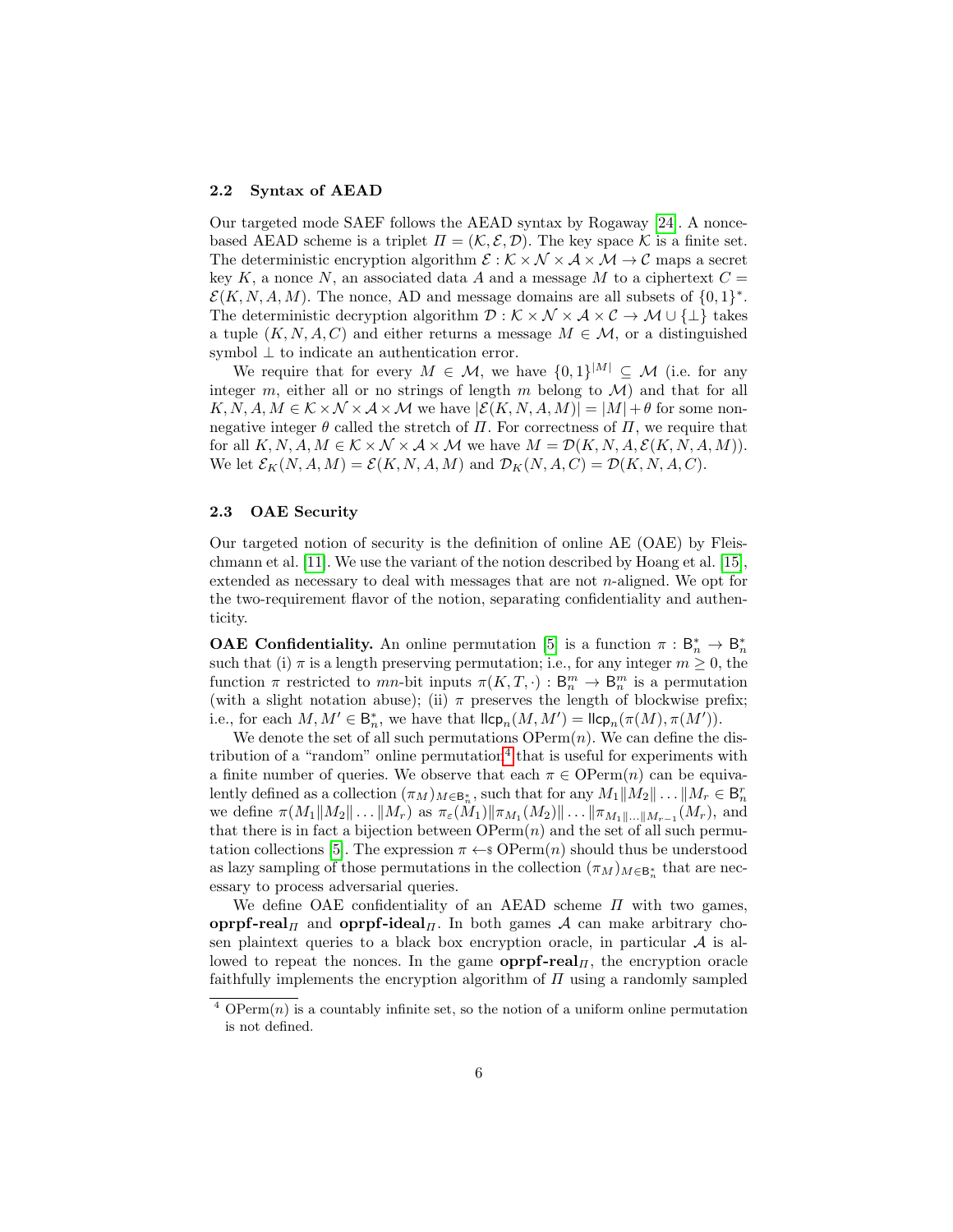### 2.2 Syntax of AEAD

Our targeted mode SAEF follows the AEAD syntax by Rogaway [24]. A nonce-based AEAD scheme is a triplet $\Pi = (\mathcal{K}, \mathcal{E}, \mathcal{D})$. The key space $\mathcal{K}$ is a finite set. The deterministic encryption algorithm $\mathcal{E} : \mathcal{K} \times \mathcal{N} \times \mathcal{A} \times \mathcal{M} \to \mathcal{C}$ maps a secret key $K$, a nonce $N$, an associated data $A$ and a message $M$ to a ciphertext $C = \mathcal{E}(K, N, A, M)$. The nonce, AD and message domains are all subsets of $\{0,1\}^*$. The deterministic decryption algorithm $\mathcal{D} : \mathcal{K} \times \mathcal{N} \times \mathcal{A} \times \mathcal{C} \to \mathcal{M} \cup \{\bot\}$ takes a tuple $(K, N, A, C)$ and either returns a message $M \in \mathcal{M}$, or a distinguished symbol $\bot$ to indicate an authentication error.

We require that for every $M \in \mathcal{M}$, we have $\{0,1\}^{|M|} \subseteq \mathcal{M}$ (i.e. for any integer $m$, either all or no strings of length $m$ belong to $\mathcal{M}$) and that for all $K, N, A, M \in \mathcal{K} \times \mathcal{N} \times \mathcal{A} \times \mathcal{M}$ we have $|\mathcal{E}(K, N, A, M)| = |M| + \theta$ for some non-negative integer $\theta$ called the stretch of $\Pi$. For correctness of $\Pi$, we require that for all $K, N, A, M \in \mathcal{K} \times \mathcal{N} \times \mathcal{A} \times \mathcal{M}$ we have $M = \mathcal{D}(K, N, A, \mathcal{E}(K, N, A, M))$. We let $\mathcal{E}_K(N, A, M) = \mathcal{E}(K, N, A, M)$ and $\mathcal{D}_K(N, A, C) = \mathcal{D}(K, N, A, C)$.

### 2.3 OAE Security

Our targeted notion of security is the definition of online AE (OAE) by Fleischmann et al. [11]. We use the variant of the notion described by Hoang et al. [15], extended as necessary to deal with messages that are not $n$-aligned. We opt for the two-requirement flavor of the notion, separating confidentiality and authenticity.

**OAE Confidentiality.** An online permutation [5] is a function $\pi : \mathsf{B}_n^* \to \mathsf{B}_n^*$ such that (i) $\pi$ is a length preserving permutation; i.e., for any integer $m \geq 0$, the function $\pi$ restricted to $mn$-bit inputs $\pi(K, T, \cdot) : \mathsf{B}_n^m \to \mathsf{B}_n^m$ is a permutation (with a slight notation abuse); (ii) $\pi$ preserves the length of blockwise prefix; i.e., for each $M, M' \in \mathsf{B}_n^*$, we have that $\mathsf{llcp}_n(M, M') = \mathsf{llcp}_n(\pi(M), \pi(M'))$.

We denote the set of all such permutations $\mathrm{OPerm}(n)$. We can define the distribution of a "random" online permutation[4] that is useful for experiments with a finite number of queries. We observe that each $\pi \in \mathrm{OPerm}(n)$ can be equivalently defined as a collection $(\pi_M)_{M \in \mathsf{B}_n^*}$, such that for any $M_1 \| M_2 \| \dots \| M_r \in \mathsf{B}_n^r$ we define $\pi(M_1 \| M_2 \| \dots \| M_r)$ as $\pi_\varepsilon(M_1) \| \pi_{M_1}(M_2) \| \dots \| \pi_{M_1 \| \dots \| M_{r-1}}(M_r)$, and that there is in fact a bijection between $\mathrm{OPerm}(n)$ and the set of all such permutation collections [5]. The expression $\pi \leftarrow\!\!\$\ \mathrm{OPerm}(n)$ should thus be understood as lazy sampling of those permutations in the collection $(\pi_M)_{M \in \mathsf{B}_n^*}$ that are necessary to process adversarial queries.

We define OAE confidentiality of an AEAD scheme $\Pi$ with two games, **oprpf-real**$_\Pi$ and **oprpf-ideal**$_\Pi$. In both games $\mathcal{A}$ can make arbitrary chosen plaintext queries to a black box encryption oracle, in particular $\mathcal{A}$ is allowed to repeat the nonces. In the game **oprpf-real**$_\Pi$, the encryption oracle faithfully implements the encryption algorithm of $\Pi$ using a randomly sampled

[4] $\mathrm{OPerm}(n)$ is a countably infinite set, so the notion of a uniform online permutation is not defined.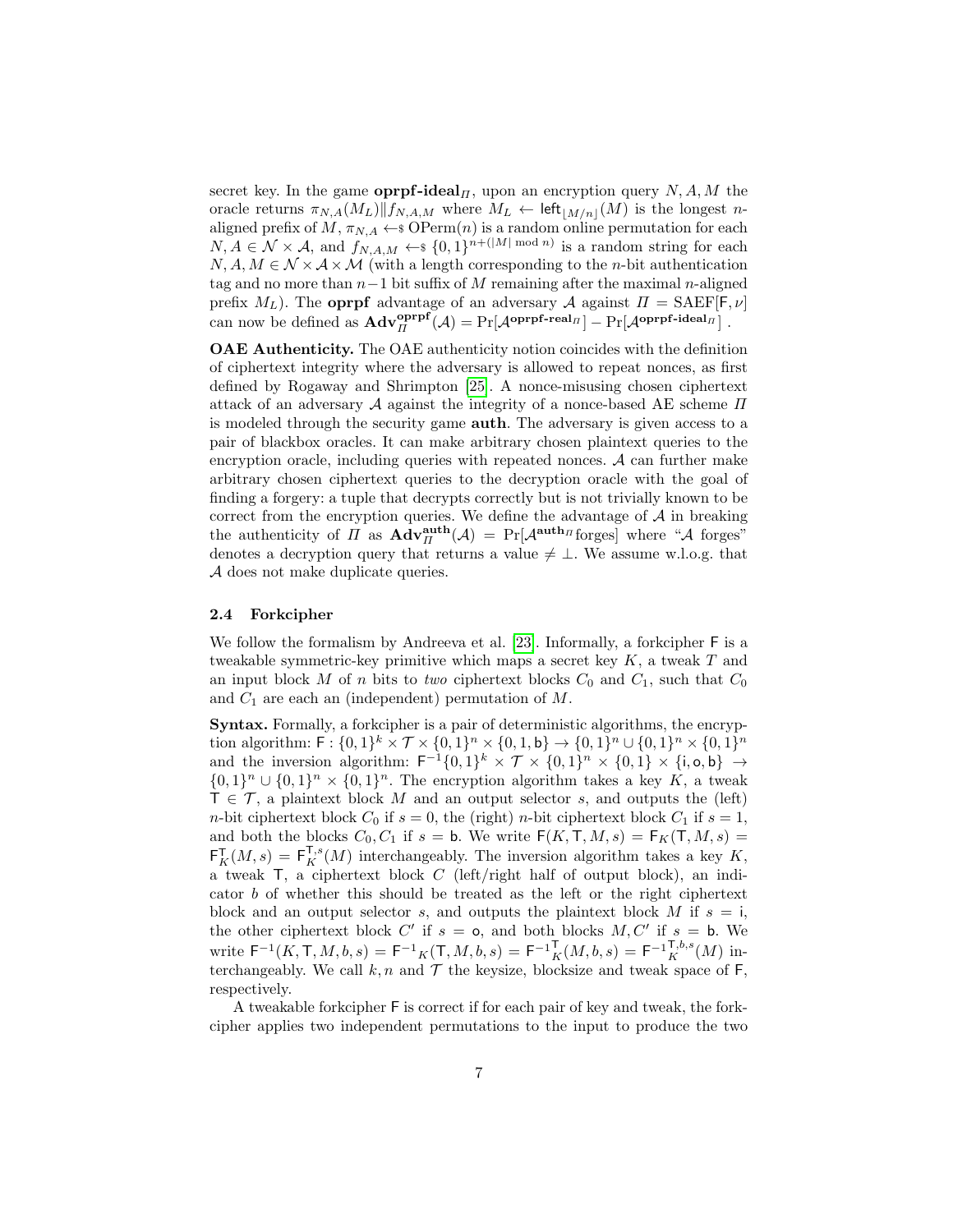secret key. In the game $\mathbf{oprpf\text{-}ideal}_{\Pi}$, upon an encryption query $N, A, M$ the oracle returns $\pi_{N,A}(M_L) \| f_{N,A,M}$ where $M_L \leftarrow \mathsf{left}_{\lfloor M/n \rfloor}(M)$ is the longest $n$-aligned prefix of $M$, $\pi_{N,A} \leftarrow\!\!\$\ \mathrm{OPerm}(n)$ is a random online permutation for each $N, A \in \mathcal{N} \times \mathcal{A}$, and $f_{N,A,M} \leftarrow\!\!\$\ \{0,1\}^{n+(|M| \bmod n)}$ is a random string for each $N, A, M \in \mathcal{N} \times \mathcal{A} \times \mathcal{M}$ (with a length corresponding to the $n$-bit authentication tag and no more than $n-1$ bit suffix of $M$ remaining after the maximal $n$-aligned prefix $M_L$). The **oprpf** advantage of an adversary $\mathcal{A}$ against $\Pi = \mathrm{SAEF}[\mathsf{F}, \nu]$ can now be defined as $\mathbf{Adv}_{\Pi}^{\mathbf{oprpf}}(\mathcal{A}) = \Pr[\mathcal{A}^{\mathbf{oprpf\text{-}real}_{\Pi}}] - \Pr[\mathcal{A}^{\mathbf{oprpf\text{-}ideal}_{\Pi}}]$ .

**OAE Authenticity.** The OAE authenticity notion coincides with the definition of ciphertext integrity where the adversary is allowed to repeat nonces, as first defined by Rogaway and Shrimpton [25]. A nonce-misusing chosen ciphertext attack of an adversary $\mathcal{A}$ against the integrity of a nonce-based AE scheme $\Pi$ is modeled through the security game **auth**. The adversary is given access to a pair of blackbox oracles. It can make arbitrary chosen plaintext queries to the encryption oracle, including queries with repeated nonces. $\mathcal{A}$ can further make arbitrary chosen ciphertext queries to the decryption oracle with the goal of finding a forgery: a tuple that decrypts correctly but is not trivially known to be correct from the encryption queries. We define the advantage of $\mathcal{A}$ in breaking the authenticity of $\Pi$ as $\mathbf{Adv}_{\Pi}^{\mathbf{auth}}(\mathcal{A}) = \Pr[\mathcal{A}^{\mathbf{auth}_{\Pi}}\text{forges}]$ where "$\mathcal{A}$ forges" denotes a decryption query that returns a value $\neq \bot$. We assume w.l.o.g. that $\mathcal{A}$ does not make duplicate queries.

### 2.4 Forkcipher

We follow the formalism by Andreeva et al. [23]. Informally, a forkcipher $\mathsf{F}$ is a tweakable symmetric-key primitive which maps a secret key $K$, a tweak $T$ and an input block $M$ of $n$ bits to *two* ciphertext blocks $C_0$ and $C_1$, such that $C_0$ and $C_1$ are each an (independent) permutation of $M$.

**Syntax.** Formally, a forkcipher is a pair of deterministic algorithms, the encryption algorithm: $\mathsf{F} : \{0,1\}^k \times \mathcal{T} \times \{0,1\}^n \times \{0,1,\mathsf{b}\} \rightarrow \{0,1\}^n \cup \{0,1\}^n \times \{0,1\}^n$ and the inversion algorithm: $\mathsf{F}^{-1}\{0,1\}^k \times \mathcal{T} \times \{0,1\}^n \times \{0,1\} \times \{\mathsf{i}, \mathsf{o}, \mathsf{b}\} \rightarrow \{0,1\}^n \cup \{0,1\}^n \times \{0,1\}^n$. The encryption algorithm takes a key $K$, a tweak $\mathsf{T} \in \mathcal{T}$, a plaintext block $M$ and an output selector $s$, and outputs the (left) $n$-bit ciphertext block $C_0$ if $s = 0$, the (right) $n$-bit ciphertext block $C_1$ if $s = 1$, and both the blocks $C_0, C_1$ if $s = \mathsf{b}$. We write $\mathsf{F}(K, \mathsf{T}, M, s) = \mathsf{F}_K(\mathsf{T}, M, s) = \mathsf{F}_K^{\mathsf{T}}(M, s) = \mathsf{F}_K^{\mathsf{T},s}(M)$ interchangeably. The inversion algorithm takes a key $K$, a tweak $\mathsf{T}$, a ciphertext block $C$ (left/right half of output block), an indicator $b$ of whether this should be treated as the left or the right ciphertext block and an output selector $s$, and outputs the plaintext block $M$ if $s = \mathsf{i}$, the other ciphertext block $C'$ if $s = \mathsf{o}$, and both blocks $M, C'$ if $s = \mathsf{b}$. We write $\mathsf{F}^{-1}(K, \mathsf{T}, M, b, s) = \mathsf{F}^{-1}{}_K(\mathsf{T}, M, b, s) = \mathsf{F}^{-1}{}_K^{\mathsf{T}}(M, b, s) = \mathsf{F}^{-1}{}_K^{\mathsf{T},b,s}(M)$ interchangeably. We call $k, n$ and $\mathcal{T}$ the keysize, blocksize and tweak space of $\mathsf{F}$, respectively.

A tweakable forkcipher $\mathsf{F}$ is correct if for each pair of key and tweak, the forkcipher applies two independent permutations to the input to produce the two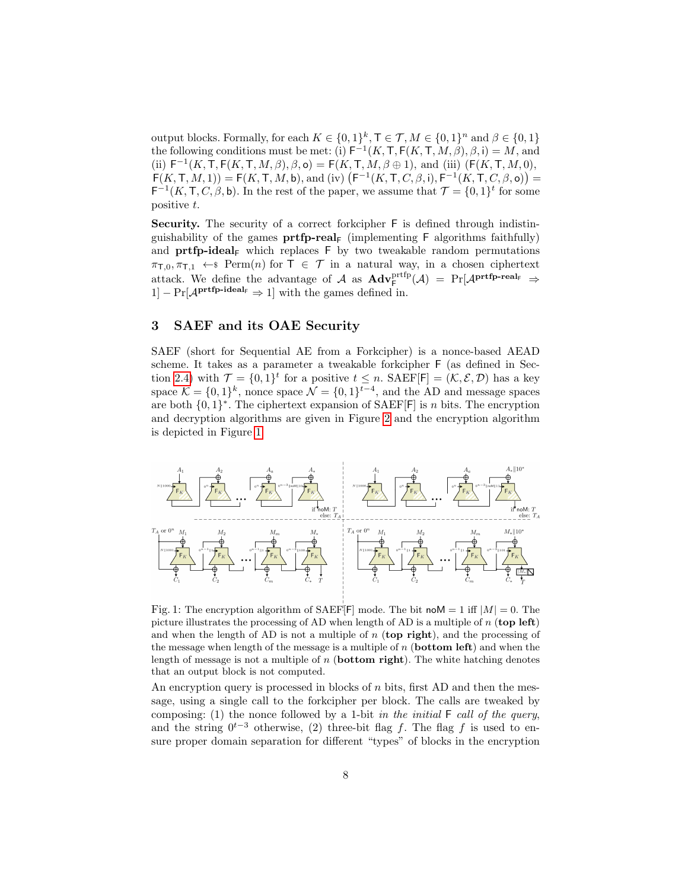output blocks. Formally, for each $K \in \{0,1\}^k, \mathsf{T} \in \mathcal{T}, M \in \{0,1\}^n$ and $\beta \in \{0,1\}$ the following conditions must be met: (i) $\mathsf{F}^{-1}(K, \mathsf{T}, \mathsf{F}(K, \mathsf{T}, M, \beta), \beta, \mathsf{i}) = M$, and (ii) $\mathsf{F}^{-1}(K, \mathsf{T}, \mathsf{F}(K, \mathsf{T}, M, \beta), \beta, \mathsf{o}) = \mathsf{F}(K, \mathsf{T}, M, \beta \oplus 1)$, and (iii) $(\mathsf{F}(K, \mathsf{T}, M, 0), \mathsf{F}(K, \mathsf{T}, M, 1)) = \mathsf{F}(K, \mathsf{T}, M, \mathsf{b})$, and (iv) $\left(\mathsf{F}^{-1}(K, \mathsf{T}, C, \beta, \mathsf{i}), \mathsf{F}^{-1}(K, \mathsf{T}, C, \beta, \mathsf{o})\right) = \mathsf{F}^{-1}(K, \mathsf{T}, C, \beta, \mathsf{b})$. In the rest of the paper, we assume that $\mathcal{T} = \{0,1\}^t$ for some positive $t$.

**Security.** The security of a correct forkcipher $\mathsf{F}$ is defined through indistinguishability of the games $\textbf{prtfp-real}_\mathsf{F}$ (implementing $\mathsf{F}$ algorithms faithfully) and $\textbf{prtfp-ideal}_\mathsf{F}$ which replaces $\mathsf{F}$ by two tweakable random permutations $\pi_{\mathsf{T},0}, \pi_{\mathsf{T},1} \leftarrow\$ \mathrm{Perm}(n)$ for $\mathsf{T} \in \mathcal{T}$ in a natural way, in a chosen ciphertext attack. We define the advantage of $\mathcal{A}$ as $\mathbf{Adv}^{\mathrm{prtfp}}_{\mathsf{F}}(\mathcal{A}) = \Pr[\mathcal{A}^{\textbf{prtfp-real}_\mathsf{F}} \Rightarrow 1] - \Pr[\mathcal{A}^{\textbf{prtfp-ideal}_\mathsf{F}} \Rightarrow 1]$ with the games defined in.

## 3 SAEF and its OAE Security

SAEF (short for Sequential AE from a Forkcipher) is a nonce-based AEAD scheme. It takes as a parameter a tweakable forkcipher $\mathsf{F}$ (as defined in Section 2.4) with $\mathcal{T} = \{0,1\}^t$ for a positive $t \leq n$. SAEF[$\mathsf{F}$] $= (\mathcal{K}, \mathcal{E}, \mathcal{D})$ has a key space $\mathcal{K} = \{0,1\}^k$, nonce space $\mathcal{N} = \{0,1\}^{t-4}$, and the AD and message spaces are both $\{0,1\}^*$. The ciphertext expansion of SAEF[$\mathsf{F}$] is $n$ bits. The encryption and decryption algorithms are given in Figure 2 and the encryption algorithm is depicted in Figure 1.

Fig. 1: The encryption algorithm of SAEF[$\mathsf{F}$] mode. The bit $\mathsf{noM} = 1$ iff $|M| = 0$. The picture illustrates the processing of AD when length of AD is a multiple of $n$ (**top left**) and when the length of AD is not a multiple of $n$ (**top right**), and the processing of the message when length of the message is a multiple of $n$ (**bottom left**) and when the length of message is not a multiple of $n$ (**bottom right**). The white hatching denotes that an output block is not computed.

An encryption query is processed in blocks of $n$ bits, first AD and then the message, using a single call to the forkcipher per block. The calls are tweaked by composing: (1) the nonce followed by a 1-bit *in the initial* $\mathsf{F}$ *call of the query*, and the string $0^{t-3}$ otherwise, (2) three-bit flag $f$. The flag $f$ is used to ensure proper domain separation for different "types" of blocks in the encryption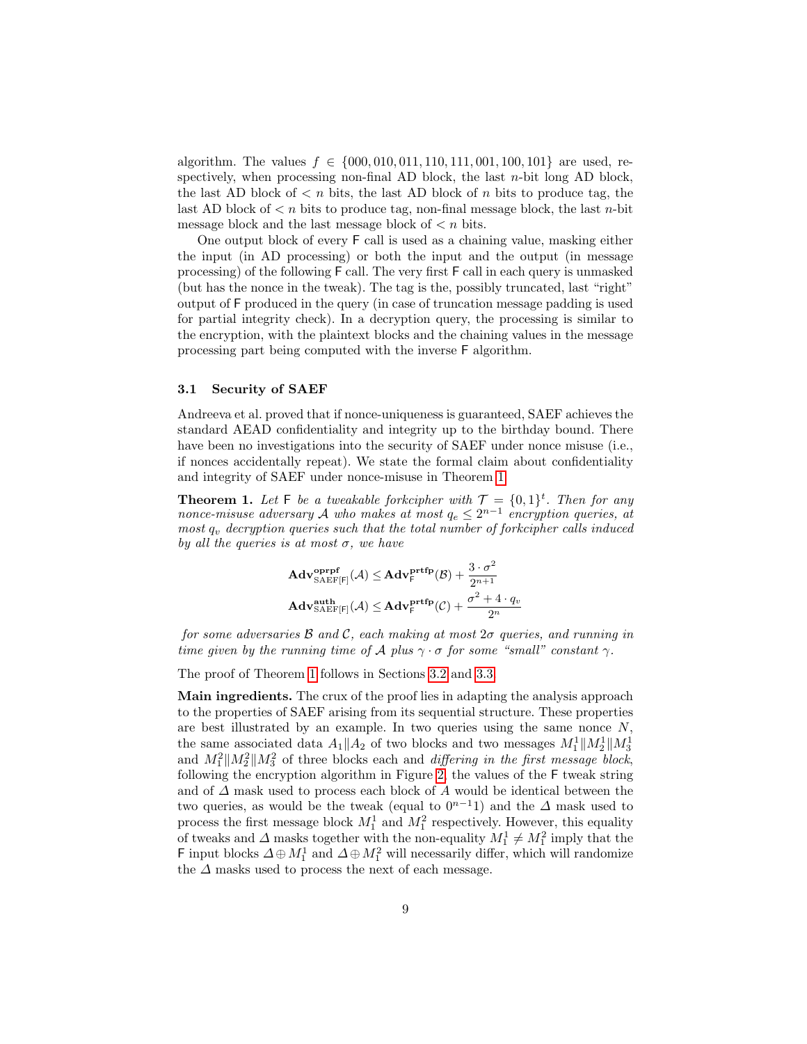algorithm. The values $f \in \{000, 010, 011, 110, 111, 001, 100, 101\}$ are used, respectively, when processing non-final AD block, the last $n$-bit long AD block, the last AD block of $< n$ bits, the last AD block of $n$ bits to produce tag, the last AD block of $< n$ bits to produce tag, non-final message block, the last $n$-bit message block and the last message block of $< n$ bits.

One output block of every $\mathsf{F}$ call is used as a chaining value, masking either the input (in AD processing) or both the input and the output (in message processing) of the following $\mathsf{F}$ call. The very first $\mathsf{F}$ call in each query is unmasked (but has the nonce in the tweak). The tag is the, possibly truncated, last "right" output of $\mathsf{F}$ produced in the query (in case of truncation message padding is used for partial integrity check). In a decryption query, the processing is similar to the encryption, with the plaintext blocks and the chaining values in the message processing part being computed with the inverse $\mathsf{F}$ algorithm.

### 3.1 Security of SAEF

Andreeva et al. proved that if nonce-uniqueness is guaranteed, SAEF achieves the standard AEAD confidentiality and integrity up to the birthday bound. There have been no investigations into the security of SAEF under nonce misuse (i.e., if nonces accidentally repeat). We state the formal claim about confidentiality and integrity of SAEF under nonce-misuse in Theorem 1.

**Theorem 1.** *Let $\mathsf{F}$ be a tweakable forkcipher with $\mathcal{T} = \{0,1\}^t$. Then for any nonce-misuse adversary $\mathcal{A}$ who makes at most $q_e \leq 2^{n-1}$ encryption queries, at most $q_v$ decryption queries such that the total number of forkcipher calls induced by all the queries is at most $\sigma$, we have*

$$\mathbf{Adv}^{\mathbf{oprpf}}_{\mathrm{SAEF}[\mathsf{F}]}(\mathcal{A}) \leq \mathbf{Adv}^{\mathbf{prtfp}}_{\mathsf{F}}(\mathcal{B}) + \frac{3 \cdot \sigma^2}{2^{n+1}}$$

$$\mathbf{Adv}^{\mathbf{auth}}_{\mathrm{SAEF}[\mathsf{F}]}(\mathcal{A}) \leq \mathbf{Adv}^{\mathbf{prtfp}}_{\mathsf{F}}(\mathcal{C}) + \frac{\sigma^2 + 4 \cdot q_v}{2^n}$$

*for some adversaries $\mathcal{B}$ and $\mathcal{C}$, each making at most $2\sigma$ queries, and running in time given by the running time of $\mathcal{A}$ plus $\gamma \cdot \sigma$ for some "small" constant $\gamma$.*

The proof of Theorem 1 follows in Sections 3.2 and 3.3.

**Main ingredients.** The crux of the proof lies in adapting the analysis approach to the properties of SAEF arising from its sequential structure. These properties are best illustrated by an example. In two queries using the same nonce $N$, the same associated data $A_1 \| A_2$ of two blocks and two messages $M_1^1 \| M_2^1 \| M_3^1$ and $M_1^2 \| M_2^2 \| M_3^2$ of three blocks each and *differing in the first message block*, following the encryption algorithm in Figure 2, the values of the $\mathsf{F}$ tweak string and of $\Delta$ mask used to process each block of $A$ would be identical between the two queries, as would be the tweak (equal to $0^{n-1}1$) and the $\Delta$ mask used to process the first message block $M_1^1$ and $M_1^2$ respectively. However, this equality of tweaks and $\Delta$ masks together with the non-equality $M_1^1 \neq M_1^2$ imply that the $\mathsf{F}$ input blocks $\Delta \oplus M_1^1$ and $\Delta \oplus M_1^2$ will necessarily differ, which will randomize the $\Delta$ masks used to process the next of each message.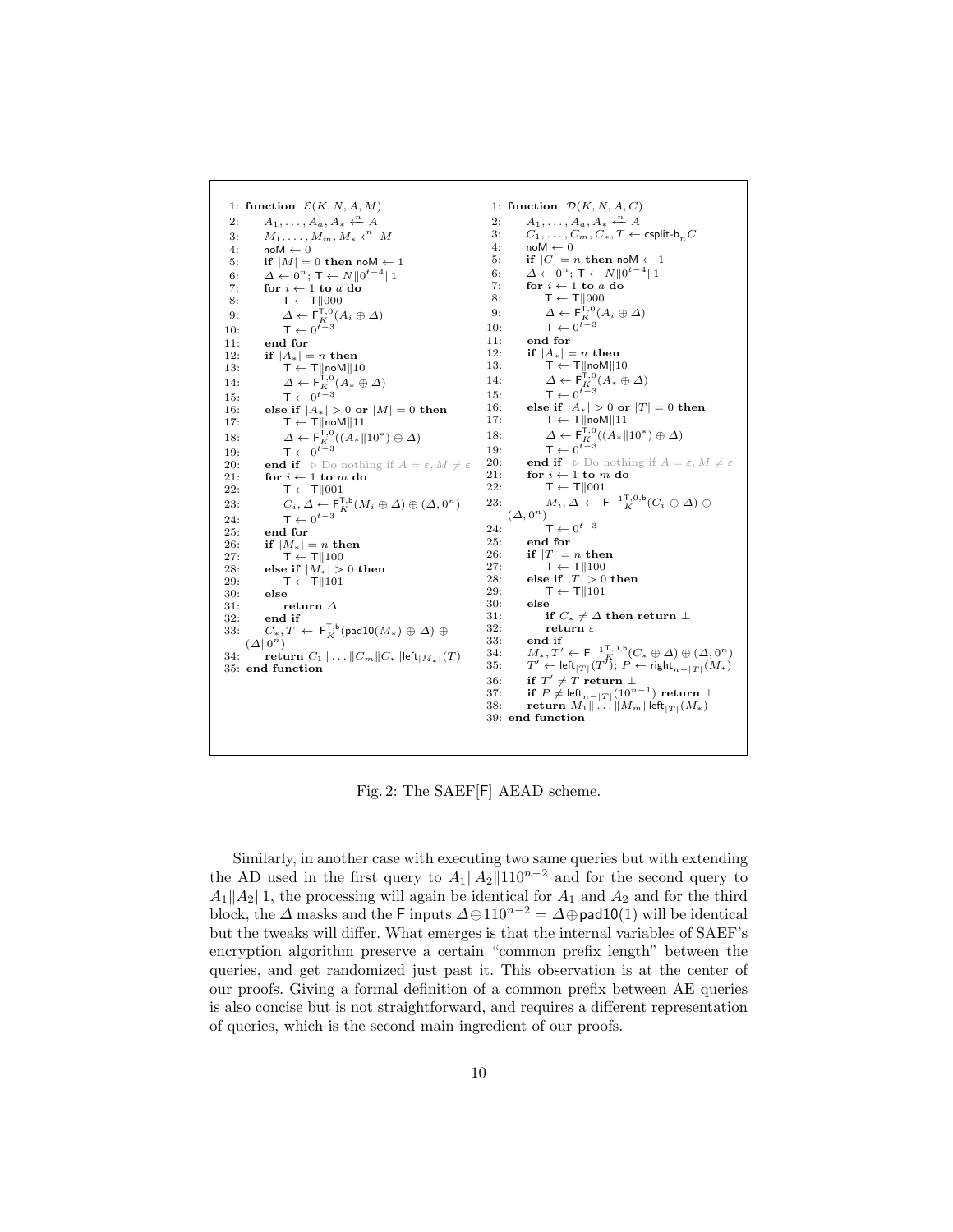```
1: function E(K, N, A, M)
2:     A_1, ..., A_a, A_* ←n− A
3:     M_1, ..., M_m, M_* ←n− M
4:     noM ← 0
5:     if |M| = 0 then noM ← 1
6:     Δ ← 0^n; T ← N||0^{t-4}||1
7:     for i ← 1 to a do
8:         T ← T||000
9:         Δ ← F_K^{T,0}(A_i ⊕ Δ)
10:        T ← 0^{t-3}
11:    end for
12:    if |A_*| = n then
13:        T ← T||noM||10
14:        Δ ← F_K^{T,0}(A_* ⊕ Δ)
15:        T ← 0^{t-3}
16:    else if |A_*| > 0 or |M| = 0 then
17:        T ← T||noM||11
18:        Δ ← F_K^{T,0}((A_*||10^*) ⊕ Δ)
19:        T ← 0^{t-3}
20:    end if   ▷ Do nothing if A = ε, M ≠ ε
21:    for i ← 1 to m do
22:        T ← T||001
23:        C_i, Δ ← F_K^{T,b}(M_i ⊕ Δ) ⊕ (Δ, 0^n)
24:        T ← 0^{t-3}
25:    end for
26:    if |M_*| = n then
27:        T ← T||100
28:    else if |M_*| > 0 then
29:        T ← T||101
30:    else
31:        return Δ
32:    end if
33:    C_*, T ← F_K^{T,b}(pad10(M_*) ⊕ Δ) ⊕ (Δ||0^n)
34:    return C_1|| ... ||C_m||C_*||left_{|M_*|}(T)
35: end function
```

```
1: function D(K, N, A, C)
2:     A_1, ..., A_a, A_* ←n− A
3:     C_1, ..., C_m, C_*, T ← csplit-b_n C
4:     noM ← 0
5:     if |C| = n then noM ← 1
6:     Δ ← 0^n; T ← N||0^{t-4}||1
7:     for i ← 1 to a do
8:         T ← T||000
9:         Δ ← F_K^{T,0}(A_i ⊕ Δ)
10:        T ← 0^{t-3}
11:    end for
12:    if |A_*| = n then
13:        T ← T||noM||10
14:        Δ ← F_K^{T,0}(A_* ⊕ Δ)
15:        T ← 0^{t-3}
16:    else if |A_*| > 0 or |T| = 0 then
17:        T ← T||noM||11
18:        Δ ← F_K^{T,0}((A_*||10^*) ⊕ Δ)
19:        T ← 0^{t-3}
20:    end if   ▷ Do nothing if A = ε, M ≠ ε
21:    for i ← 1 to m do
22:        T ← T||001
23:        M_i, Δ ← F^{-1}_K^{T,0,b}(C_i ⊕ Δ) ⊕ (Δ, 0^n)
24:        T ← 0^{t-3}
25:    end for
26:    if |T| = n then
27:        T ← T||100
28:    else if |T| > 0 then
29:        T ← T||101
30:    else
31:        if C_* ≠ Δ then return ⊥
32:        return ε
33:    end if
34:    M_*, T' ← F^{-1}_K^{T,0,b}(C_* ⊕ Δ) ⊕ (Δ, 0^n)
35:    T' ← left_{|T|}(T'); P ← right_{n-|T|}(M_*)
36:    if T' ≠ T return ⊥
37:    if P ≠ left_{n-|T|}(10^{n-1}) return ⊥
38:    return M_1|| ... ||M_m||left_{|T|}(M_*)
39: end function
```

Fig. 2: The SAEF[F] AEAD scheme.

Similarly, in another case with executing two same queries but with extending the AD used in the first query to $A_1\|A_2\|110^{n-2}$ and for the second query to $A_1\|A_2\|1$, the processing will again be identical for $A_1$ and $A_2$ and for the third block, the $\Delta$ masks and the F inputs $\Delta \oplus 110^{n-2} = \Delta \oplus \mathsf{pad10}(1)$ will be identical but the tweaks will differ. What emerges is that the internal variables of SAEF's encryption algorithm preserve a certain "common prefix length" between the queries, and get randomized just past it. This observation is at the center of our proofs. Giving a formal definition of a common prefix between AE queries is also concise but is not straightforward, and requires a different representation of queries, which is the second main ingredient of our proofs.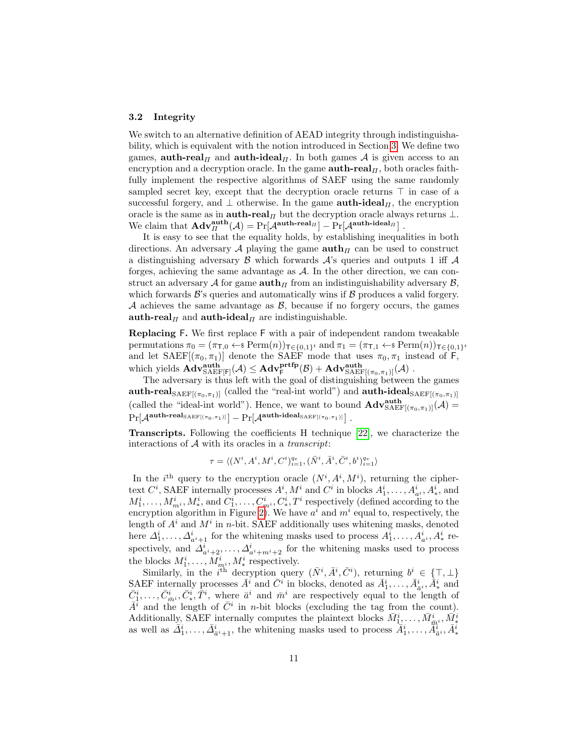### 3.2 Integrity

We switch to an alternative definition of AEAD integrity through indistinguishability, which is equivalent with the notion introduced in Section 3. We define two games, $\mathbf{auth\text{-}real}_\Pi$ and $\mathbf{auth\text{-}ideal}_\Pi$. In both games $\mathcal{A}$ is given access to an encryption and a decryption oracle. In the game $\mathbf{auth\text{-}real}_\Pi$, both oracles faithfully implement the respective algorithms of SAEF using the same randomly sampled secret key, except that the decryption oracle returns $\top$ in case of a successful forgery, and $\bot$ otherwise. In the game $\mathbf{auth\text{-}ideal}_\Pi$, the encryption oracle is the same as in $\mathbf{auth\text{-}real}_\Pi$ but the decryption oracle always returns $\bot$. We claim that $\mathbf{Adv}^{\mathbf{auth}}_\Pi(\mathcal{A}) = \Pr[\mathcal{A}^{\mathbf{auth\text{-}real}_\Pi}] - \Pr[\mathcal{A}^{\mathbf{auth\text{-}ideal}_\Pi}]$ .

It is easy to see that the equality holds, by establishing inequalities in both directions. An adversary $\mathcal{A}$ playing the game $\mathbf{auth}_\Pi$ can be used to construct a distinguishing adversary $\mathcal{B}$ which forwards $\mathcal{A}$'s queries and outputs 1 iff $\mathcal{A}$ forges, achieving the same advantage as $\mathcal{A}$. In the other direction, we can construct an adversary $\mathcal{A}$ for game $\mathbf{auth}_\Pi$ from an indistinguishability adversary $\mathcal{B}$, which forwards $\mathcal{B}$'s queries and automatically wins if $\mathcal{B}$ produces a valid forgery. $\mathcal{A}$ achieves the same advantage as $\mathcal{B}$, because if no forgery occurs, the games $\mathbf{auth\text{-}real}_\Pi$ and $\mathbf{auth\text{-}ideal}_\Pi$ are indistinguishable.

**Replacing $\mathsf{F}$.** We first replace $\mathsf{F}$ with a pair of independent random tweakable permutations $\pi_0 = (\pi_{\mathsf{T},0} \leftarrow\$ \operatorname{Perm}(n))_{\mathsf{T}\in\{0,1\}^t}$ and $\pi_1 = (\pi_{\mathsf{T},1} \leftarrow\$ \operatorname{Perm}(n))_{\mathsf{T}\in\{0,1\}^t}$ and let $\mathrm{SAEF}[(\pi_0,\pi_1)]$ denote the SAEF mode that uses $\pi_0, \pi_1$ instead of $\mathsf{F}$, which yields $\mathbf{Adv}^{\mathbf{auth}}_{\mathrm{SAEF}[\mathsf{F}]}(\mathcal{A}) \le \mathbf{Adv}^{\mathbf{prtfp}}_{\mathsf{F}}(\mathcal{B}) + \mathbf{Adv}^{\mathbf{auth}}_{\mathrm{SAEF}[(\pi_0,\pi_1)]}(\mathcal{A})$ .

The adversary is thus left with the goal of distinguishing between the games $\mathbf{auth\text{-}real}_{\mathrm{SAEF}[(\pi_0,\pi_1)]}$ (called the "real-int world") and $\mathbf{auth\text{-}ideal}_{\mathrm{SAEF}[(\pi_0,\pi_1)]}$ (called the "ideal-int world"). Hence, we want to bound $\mathbf{Adv}^{\mathbf{auth}}_{\mathrm{SAEF}[(\pi_0,\pi_1)]}(\mathcal{A}) = \Pr[\mathcal{A}^{\mathbf{auth\text{-}real}_{\mathrm{SAEF}[(\pi_0,\pi_1)]}}] - \Pr[\mathcal{A}^{\mathbf{auth\text{-}ideal}_{\mathrm{SAEF}[(\pi_0,\pi_1)]}}]$ .

**Transcripts.** Following the coefficients H technique [22], we characterize the interactions of $\mathcal{A}$ with its oracles in a *transcript*:

$$\tau = \langle (N^i, A^i, M^i, C^i)_{i=1}^{q_e}, (\bar{N}^i, \bar{A}^i, \bar{C}^i, b^i)_{i=1}^{q_v} \rangle$$

In the $i^{\text{th}}$ query to the encryption oracle $(N^i, A^i, M^i)$, returning the ciphertext $C^i$, SAEF internally processes $A^i, M^i$ and $C^i$ in blocks $A^i_1, \ldots, A^i_{a^i}, A^i_*$, and $M^i_1, \ldots, M^i_{m^i}, M^i_*$, and $C^i_1, \ldots, C^i_{m^i}, C^i_*, T^i$ respectively (defined according to the encryption algorithm in Figure 2). We have $a^i$ and $m^i$ equal to, respectively, the length of $A^i$ and $M^i$ in $n$-bit. SAEF additionally uses whitening masks, denoted here $\Delta^i_1, \ldots, \Delta^i_{a^i+1}$ for the whitening masks used to process $A^i_1, \ldots, A^i_{a^i}, A^i_*$ respectively, and $\Delta^i_{a^i+2}, \ldots, \Delta^i_{a^i+m^i+2}$ for the whitening masks used to process the blocks $M^i_1, \ldots, M^i_{m^i}, M^i_*$ respectively.

Similarly, in the $i^{\text{th}}$ decryption query $(\bar{N}^i, \bar{A}^i, \bar{C}^i)$, returning $b^i \in \{\top, \bot\}$ SAEF internally processes $\bar{A}^i$ and $\bar{C}^i$ in blocks, denoted as $\bar{A}^i_1, \ldots, \bar{A}^i_{\bar{a}^i}, \bar{A}^i_*$ and $\bar{C}^i_1, \ldots, \bar{C}^i_{\bar{m}^i}, \bar{C}^i_*, \bar{T}^i$, where $\bar{a}^i$ and $\bar{m}^i$ are respectively equal to the length of $\bar{A}^i$ and the length of $\bar{C}^i$ in $n$-bit blocks (excluding the tag from the count). Additionally, SAEF internally computes the plaintext blocks $\bar{M}^i_1, \ldots, \bar{M}^i_{\bar{m}^i}, \bar{M}^i_*$ as well as $\bar{\Delta}^i_1, \ldots, \bar{\Delta}^i_{\bar{a}^i+1}$, the whitening masks used to process $\bar{A}^i_1, \ldots, \bar{A}^i_{\bar{a}^i}, \bar{A}^i_*$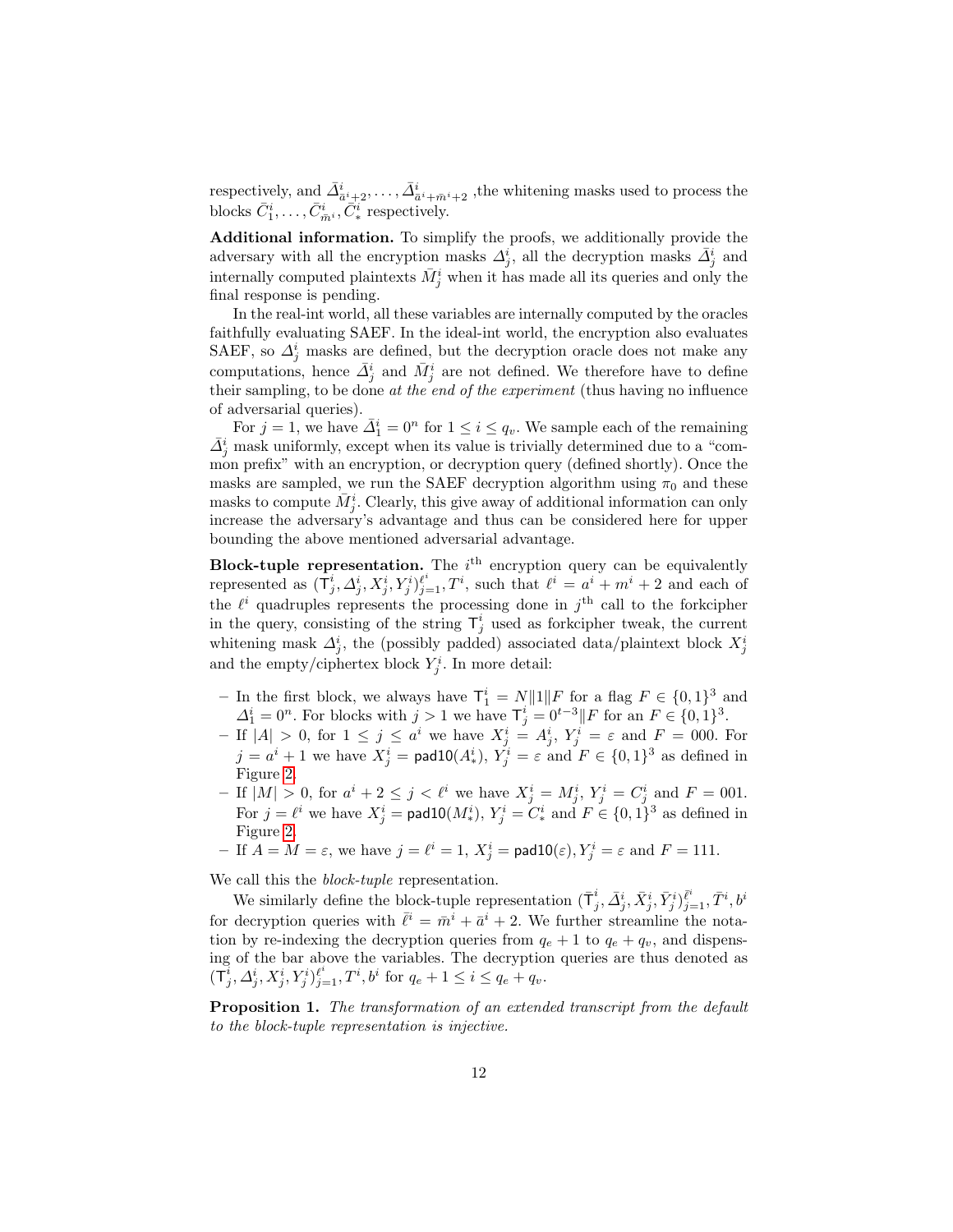respectively, and $\bar{\Delta}^i_{\bar{a}^i+2}, \ldots, \bar{\Delta}^i_{\bar{a}^i+\bar{m}^i+2}$ ,the whitening masks used to process the blocks $\bar{C}^i_1, \ldots, \bar{C}^i_{\bar{m}^i}, \bar{C}^i_*$ respectively.

**Additional information.** To simplify the proofs, we additionally provide the adversary with all the encryption masks $\Delta^i_j$, all the decryption masks $\bar{\Delta}^i_j$ and internally computed plaintexts $\bar{M}^i_j$ when it has made all its queries and only the final response is pending.

In the real-int world, all these variables are internally computed by the oracles faithfully evaluating SAEF. In the ideal-int world, the encryption also evaluates SAEF, so $\Delta^i_j$ masks are defined, but the decryption oracle does not make any computations, hence $\bar{\Delta}^i_j$ and $\bar{M}^i_j$ are not defined. We therefore have to define their sampling, to be done *at the end of the experiment* (thus having no influence of adversarial queries).

For $j = 1$, we have $\bar{\Delta}^i_1 = 0^n$ for $1 \le i \le q_v$. We sample each of the remaining $\bar{\Delta}^i_j$ mask uniformly, except when its value is trivially determined due to a "common prefix" with an encryption, or decryption query (defined shortly). Once the masks are sampled, we run the SAEF decryption algorithm using $\pi_0$ and these masks to compute $\bar{M}^i_j$. Clearly, this give away of additional information can only increase the adversary's advantage and thus can be considered here for upper bounding the above mentioned adversarial advantage.

**Block-tuple representation.** The $i^{\text{th}}$ encryption query can be equivalently represented as $(\mathsf{T}^i_j, \Delta^i_j, X^i_j, Y^i_j)^{\ell^i}_{j=1}, T^i$, such that $\ell^i = a^i + m^i + 2$ and each of the $\ell^i$ quadruples represents the processing done in $j^{\text{th}}$ call to the forkcipher in the query, consisting of the string $\mathsf{T}^i_j$ used as forkcipher tweak, the current whitening mask $\Delta^i_j$, the (possibly padded) associated data/plaintext block $X^i_j$ and the empty/ciphertex block $Y^i_j$. In more detail:

- In the first block, we always have $\mathsf{T}^i_1 = N\|1\|F$ for a flag $F \in \{0,1\}^3$ and $\Delta^i_1 = 0^n$. For blocks with $j > 1$ we have $\mathsf{T}^i_j = 0^{t-3}\|F$ for an $F \in \{0,1\}^3$.
- If $|A| > 0$, for $1 \le j \le a^i$ we have $X^i_j = A^i_j$, $Y^i_j = \varepsilon$ and $F = 000$. For $j = a^i + 1$ we have $X^i_j = \mathsf{pad10}(A^i_*)$, $Y^i_j = \varepsilon$ and $F \in \{0,1\}^3$ as defined in Figure 2.
- If $|M| > 0$, for $a^i + 2 \le j < \ell^i$ we have $X^i_j = M^i_j$, $Y^i_j = C^i_j$ and $F = 001$. For $j = \ell^i$ we have $X^i_j = \mathsf{pad10}(M^i_*)$, $Y^i_j = C^i_*$ and $F \in \{0,1\}^3$ as defined in Figure 2.
- If $A = M = \varepsilon$, we have $j = \ell^i = 1$, $X^i_j = \mathsf{pad10}(\varepsilon), Y^i_j = \varepsilon$ and $F = 111$.

We call this the *block-tuple* representation.

We similarly define the block-tuple representation $(\bar{\mathsf{T}}^i_j, \bar{\Delta}^i_j, \bar{X}^i_j, \bar{Y}^i_j)^{\bar{\ell}^i}_{j=1}, \bar{T}^i, b^i$ for decryption queries with $\bar{\ell}^i = \bar{m}^i + \bar{a}^i + 2$. We further streamline the notation by re-indexing the decryption queries from $q_e + 1$ to $q_e + q_v$, and dispensing of the bar above the variables. The decryption queries are thus denoted as $(\mathsf{T}^i_j, \Delta^i_j, X^i_j, Y^i_j)^{\ell^i}_{j=1}, T^i, b^i$ for $q_e + 1 \le i \le q_e + q_v$.

**Proposition 1.** *The transformation of an extended transcript from the default to the block-tuple representation is injective.*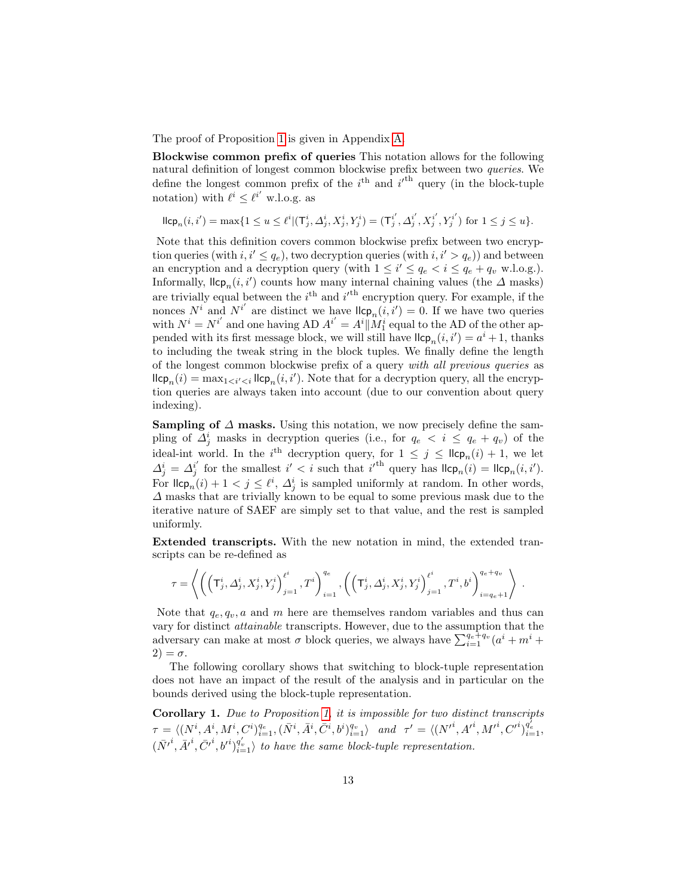The proof of Proposition 1 is given in Appendix A.

**Blockwise common prefix of queries** This notation allows for the following natural definition of longest common blockwise prefix between two *queries*. We define the longest common prefix of the $i^{\text{th}}$ and $i'^{\text{th}}$ query (in the block-tuple notation) with $\ell^i \le \ell^{i'}$ w.l.o.g. as

$$\mathsf{llcp}_n(i,i') = \max\{1 \le u \le \ell^i | (\mathsf{T}^i_j, \Delta^i_j, X^i_j, Y^i_j) = (\mathsf{T}^{i'}_j, \Delta^{i'}_j, X^{i'}_j, Y^{i'}_j) \text{ for } 1 \le j \le u\}.$$

Note that this definition covers common blockwise prefix between two encryption queries (with $i, i' \le q_e$), two decryption queries (with $i, i' > q_e$)) and between an encryption and a decryption query (with $1 \le i' \le q_e < i \le q_e + q_v$ w.l.o.g.). Informally, $\mathsf{llcp}_n(i,i')$ counts how many internal chaining values (the $\Delta$ masks) are trivially equal between the $i^{\text{th}}$ and $i'^{\text{th}}$ encryption query. For example, if the nonces $N^i$ and $N^{i'}$ are distinct we have $\mathsf{llcp}_n(i,i') = 0$. If we have two queries with $N^i = N^{i'}$ and one having AD $A^{i'} = A^i \| M^i_1$ equal to the AD of the other appended with its first message block, we will still have $\mathsf{llcp}_n(i,i') = a^i + 1$, thanks to including the tweak string in the block tuples. We finally define the length of the longest common blockwise prefix of a query *with all previous queries* as $\mathsf{llcp}_n(i) = \max_{1 < i' < i} \mathsf{llcp}_n(i,i')$. Note that for a decryption query, all the encryption queries are always taken into account (due to our convention about query indexing).

**Sampling of $\Delta$ masks.** Using this notation, we now precisely define the sampling of $\Delta^i_j$ masks in decryption queries (i.e., for $q_e < i \le q_e + q_v$) of the ideal-int world. In the $i^{\text{th}}$ decryption query, for $1 \le j \le \mathsf{llcp}_n(i) + 1$, we let $\Delta^i_j = \Delta^{i'}_j$ for the smallest $i' < i$ such that $i'^{\text{th}}$ query has $\mathsf{llcp}_n(i) = \mathsf{llcp}_n(i,i')$. For $\mathsf{llcp}_n(i) + 1 < j \le \ell^i$, $\Delta^i_j$ is sampled uniformly at random. In other words, $\Delta$ masks that are trivially known to be equal to some previous mask due to the iterative nature of SAEF are simply set to that value, and the rest is sampled uniformly.

**Extended transcripts.** With the new notation in mind, the extended transcripts can be re-defined as

$$\tau = \left\langle \left( \left( \mathsf{T}^i_j, \Delta^i_j, X^i_j, Y^i_j \right)_{j=1}^{\ell^i}, T^i \right)_{i=1}^{q_e}, \left( \left( \mathsf{T}^i_j, \Delta^i_j, X^i_j, Y^i_j \right)_{j=1}^{\ell^i}, T^i, b^i \right)_{i=q_e+1}^{q_e+q_v} \right\rangle .$$

Note that $q_e, q_v, a$ and $m$ here are themselves random variables and thus can vary for distinct *attainable* transcripts. However, due to the assumption that the adversary can make at most $\sigma$ block queries, we always have $\sum_{i=1}^{q_e+q_v}(a^i + m^i + 2) = \sigma$.

The following corollary shows that switching to block-tuple representation does not have an impact of the result of the analysis and in particular on the bounds derived using the block-tuple representation.

**Corollary 1.** *Due to Proposition 1, it is impossible for two distinct transcripts* $\tau = \langle (N^i, A^i, M^i, C^i)_{i=1}^{q_e}, (\bar{N}^i, \bar{A}^i, \bar{C}^i, b^i)_{i=1}^{q_v} \rangle$ *and* $\tau' = \langle ({N'}^i, {A'}^i, {M'}^i, {C'}^i)_{i=1}^{q'_e}$, $(\bar{N'}^i, \bar{A'}^i, \bar{C'}^i, {b'}^i)_{i=1}^{q'_v} \rangle$ *to have the same block-tuple representation.*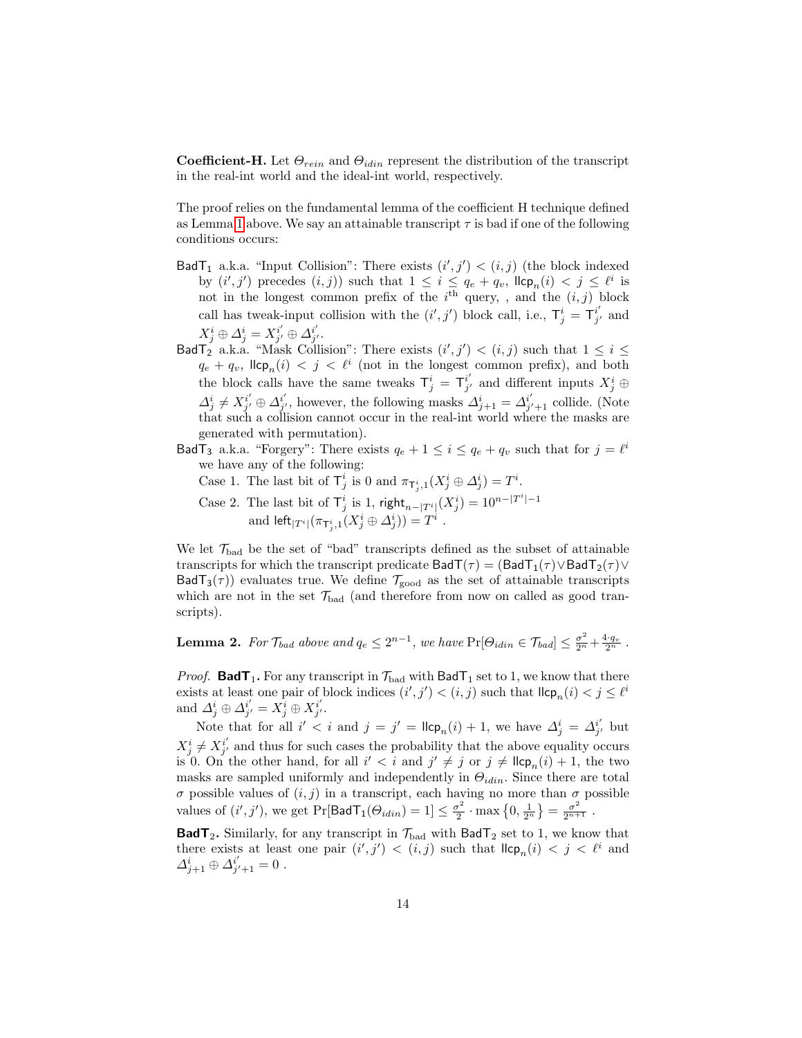**Coefficient-H.** Let $\Theta_{rein}$ and $\Theta_{idin}$ represent the distribution of the transcript in the real-int world and the ideal-int world, respectively.

The proof relies on the fundamental lemma of the coefficient H technique defined as Lemma 1 above. We say an attainable transcript $\tau$ is bad if one of the following conditions occurs:

- $\mathsf{BadT}_1$ a.k.a. "Input Collision": There exists $(i',j') < (i,j)$ (the block indexed by $(i',j')$ precedes $(i,j)$) such that $1 \le i \le q_e + q_v$, $\mathsf{llcp}_n(i) < j \le \ell^i$ is not in the longest common prefix of the $i^{\text{th}}$ query, , and the $(i,j)$ block call has tweak-input collision with the $(i',j')$ block call, i.e., $\mathsf{T}^i_j = \mathsf{T}^{i'}_{j'}$ and $X^i_j \oplus \Delta^i_j = X^{i'}_{j'} \oplus \Delta^{i'}_{j'}$.
- $\mathsf{BadT}_2$ a.k.a. "Mask Collision": There exists $(i',j') < (i,j)$ such that $1 \le i \le q_e + q_v$, $\mathsf{llcp}_n(i) < j < \ell^i$ (not in the longest common prefix), and both the block calls have the same tweaks $\mathsf{T}^i_j = \mathsf{T}^{i'}_{j'}$ and different inputs $X^i_j \oplus \Delta^i_j \neq X^{i'}_{j'} \oplus \Delta^{i'}_{j'}$, however, the following masks $\Delta^i_{j+1} = \Delta^{i'}_{j'+1}$ collide. (Note that such a collision cannot occur in the real-int world where the masks are generated with permutation).
- $\mathsf{BadT}_3$ a.k.a. "Forgery": There exists $q_e + 1 \le i \le q_e + q_v$ such that for $j = \ell^i$ we have any of the following:
  Case 1. The last bit of $\mathsf{T}^i_j$ is 0 and $\pi_{\mathsf{T}^i_j,1}(X^i_j \oplus \Delta^i_j) = T^i$.
  Case 2. The last bit of $\mathsf{T}^i_j$ is 1, $\mathsf{right}_{n-|T^i|}(X^i_j) = 10^{n-|T^i|-1}$ and $\mathsf{left}_{|T^i|}(\pi_{\mathsf{T}^i_j,1}(X^i_j \oplus \Delta^i_j)) = T^i$ .

We let $\mathcal{T}_{\text{bad}}$ be the set of "bad" transcripts defined as the subset of attainable transcripts for which the transcript predicate $\mathsf{BadT}(\tau) = (\mathsf{BadT}_1(\tau) \vee \mathsf{BadT}_2(\tau) \vee \mathsf{BadT}_3(\tau))$ evaluates true. We define $\mathcal{T}_{\text{good}}$ as the set of attainable transcripts which are not in the set $\mathcal{T}_{\text{bad}}$ (and therefore from now on called as good transcripts).

**Lemma 2.** *For $\mathcal{T}_{bad}$ above and $q_e \le 2^{n-1}$, we have* $\Pr[\Theta_{idin} \in \mathcal{T}_{bad}] \le \frac{\sigma^2}{2^n} + \frac{4 \cdot q_v}{2^n}$ .

*Proof.* **$\mathsf{BadT}_1$.** For any transcript in $\mathcal{T}_{\text{bad}}$ with $\mathsf{BadT}_1$ set to 1, we know that there exists at least one pair of block indices $(i',j') < (i,j)$ such that $\mathsf{llcp}_n(i) < j \le \ell^i$ and $\Delta^i_j \oplus \Delta^{i'}_{j'} = X^i_j \oplus X^{i'}_{j'}$.

Note that for all $i' < i$ and $j = j' = \mathsf{llcp}_n(i) + 1$, we have $\Delta^i_j = \Delta^{i'}_{j'}$ but $X^i_j \neq X^{i'}_{j'}$ and thus for such cases the probability that the above equality occurs is 0. On the other hand, for all $i' < i$ and $j' \neq j$ or $j \neq \mathsf{llcp}_n(i) + 1$, the two masks are sampled uniformly and independently in $\Theta_{idin}$. Since there are total $\sigma$ possible values of $(i,j)$ in a transcript, each having no more than $\sigma$ possible values of $(i',j')$, we get $\Pr[\mathsf{BadT}_1(\Theta_{idin}) = 1] \le \frac{\sigma^2}{2} \cdot \max\left\{0, \frac{1}{2^n}\right\} = \frac{\sigma^2}{2^{n+1}}$ .

**$\mathsf{BadT}_2$.** Similarly, for any transcript in $\mathcal{T}_{\text{bad}}$ with $\mathsf{BadT}_2$ set to 1, we know that there exists at least one pair $(i',j') < (i,j)$ such that $\mathsf{llcp}_n(i) < j < \ell^i$ and $\Delta^i_{j+1} \oplus \Delta^{i'}_{j'+1} = 0$ .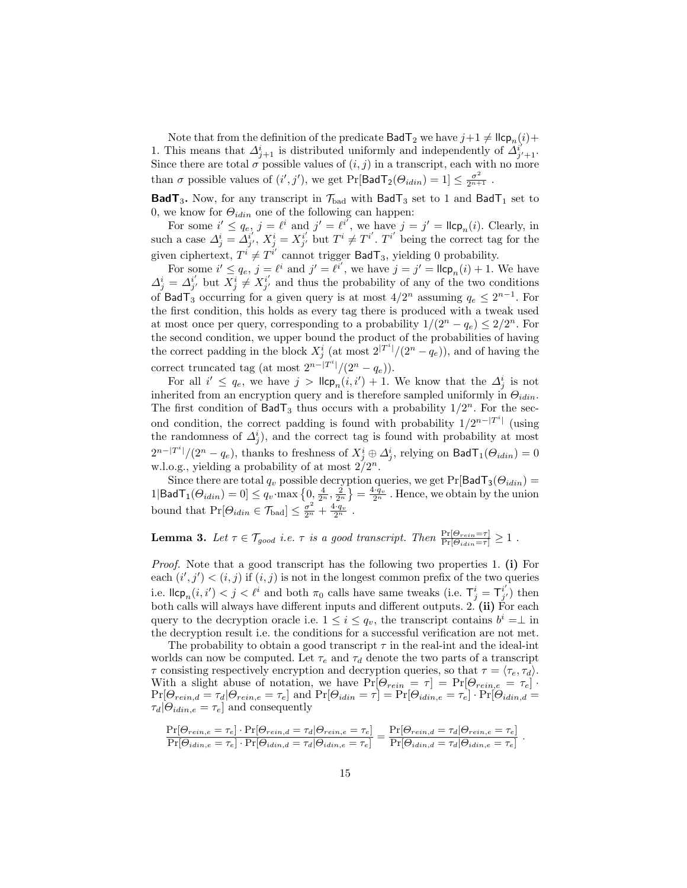Note that from the definition of the predicate $\mathsf{BadT}_2$ we have $j+1 \neq \mathsf{llcp}_n(i)+1$. This means that $\Delta^i_{j+1}$ is distributed uniformly and independently of $\Delta^{i'}_{j'+1}$. Since there are total $\sigma$ possible values of $(i, j)$ in a transcript, each with no more than $\sigma$ possible values of $(i', j')$, we get $\Pr[\mathsf{BadT}_2(\Theta_{idin}) = 1] \leq \frac{\sigma^2}{2^{n+1}}$ .

**$\mathsf{BadT}_3$.** Now, for any transcript in $\mathcal{T}_{\text{bad}}$ with $\mathsf{BadT}_3$ set to 1 and $\mathsf{BadT}_1$ set to 0, we know for $\Theta_{idin}$ one of the following can happen:

For some $i' \leq q_e$, $j = \ell^i$ and $j' = \ell^{i'}$, we have $j = j' = \mathsf{llcp}_n(i)$. Clearly, in such a case $\Delta^i_j = \Delta^{i'}_{j'}$, $X^i_j = X^{i'}_{j'}$ but $T^i \neq T^{i'}$. $T^{i'}$ being the correct tag for the given ciphertext, $T^i \neq T^{i'}$ cannot trigger $\mathsf{BadT}_3$, yielding 0 probability.

For some $i' \leq q_e$, $j = \ell^i$ and $j' = \ell^{i'}$, we have $j = j' = \mathsf{llcp}_n(i) + 1$. We have $\Delta^i_j = \Delta^{i'}_{j'}$ but $X^i_j \neq X^{i'}_{j'}$ and thus the probability of any of the two conditions of $\mathsf{BadT}_3$ occurring for a given query is at most $4/2^n$ assuming $q_e \leq 2^{n-1}$. For the first condition, this holds as every tag there is produced with a tweak used at most once per query, corresponding to a probability $1/(2^n - q_e) \leq 2/2^n$. For the second condition, we upper bound the product of the probabilities of having the correct padding in the block $X^i_j$ (at most $2^{|T^i|}/(2^n - q_e)$), and of having the correct truncated tag (at most $2^{n-|T^i|}/(2^n - q_e)$).

For all $i' \leq q_e$, we have $j > \mathsf{llcp}_n(i, i') + 1$. We know that the $\Delta^i_j$ is not inherited from an encryption query and is therefore sampled uniformly in $\Theta_{idin}$. The first condition of $\mathsf{BadT}_3$ thus occurs with a probability $1/2^n$. For the second condition, the correct padding is found with probability $1/2^{n-|T^i|}$ (using the randomness of $\Delta^i_j$), and the correct tag is found with probability at most $2^{n-|T^i|}/(2^n - q_e)$, thanks to freshness of $X^i_j \oplus \Delta^i_j$, relying on $\mathsf{BadT}_1(\Theta_{idin}) = 0$ w.l.o.g., yielding a probability of at most $2/2^n$.

Since there are total $q_v$ possible decryption queries, we get $\Pr[\mathsf{BadT}_3(\Theta_{idin}) = 1 | \mathsf{BadT}_1(\Theta_{idin}) = 0] \leq q_v \cdot \max\left\{0, \frac{4}{2^n}, \frac{2}{2^n}\right\} = \frac{4 \cdot q_v}{2^n}$ . Hence, we obtain by the union bound that $\Pr[\Theta_{idin} \in \mathcal{T}_{\text{bad}}] \leq \frac{\sigma^2}{2^n} + \frac{4 \cdot q_v}{2^n}$ .

**Lemma 3.** *Let $\tau \in \mathcal{T}_{good}$ i.e. $\tau$ is a good transcript. Then* $\frac{\Pr[\Theta_{rein} = \tau]}{\Pr[\Theta_{idin} = \tau]} \geq 1$ .

*Proof.* Note that a good transcript has the following two properties 1. **(i)** For each $(i', j') < (i, j)$ if $(i, j)$ is not in the longest common prefix of the two queries i.e. $\mathsf{llcp}_n(i, i') < j < \ell^i$ and both $\pi_0$ calls have same tweaks (i.e. $\mathsf{T}^i_j = \mathsf{T}^{i'}_{j'}$) then both calls will always have different inputs and different outputs. 2. **(ii)** For each query to the decryption oracle i.e. $1 \leq i \leq q_v$, the transcript contains $b^i = \perp$ in the decryption result i.e. the conditions for a successful verification are not met.

The probability to obtain a good transcript $\tau$ in the real-int and the ideal-int worlds can now be computed. Let $\tau_e$ and $\tau_d$ denote the two parts of a transcript $\tau$ consisting respectively encryption and decryption queries, so that $\tau = \langle \tau_e, \tau_d \rangle$. With a slight abuse of notation, we have $\Pr[\Theta_{rein} = \tau] = \Pr[\Theta_{rein,e} = \tau_e] \cdot \Pr[\Theta_{rein,d} = \tau_d | \Theta_{rein,e} = \tau_e]$ and $\Pr[\Theta_{idin} = \tau] = \Pr[\Theta_{idin,e} = \tau_e] \cdot \Pr[\Theta_{idin,d} = \tau_d | \Theta_{idin,e} = \tau_e]$ and consequently

$$\frac{\Pr[\Theta_{rein,e} = \tau_e] \cdot \Pr[\Theta_{rein,d} = \tau_d | \Theta_{rein,e} = \tau_e]}{\Pr[\Theta_{idin,e} = \tau_e] \cdot \Pr[\Theta_{idin,d} = \tau_d | \Theta_{idin,e} = \tau_e]} = \frac{\Pr[\Theta_{rein,d} = \tau_d | \Theta_{rein,e} = \tau_e]}{\Pr[\Theta_{idin,d} = \tau_d | \Theta_{idin,e} = \tau_e]} \ .$$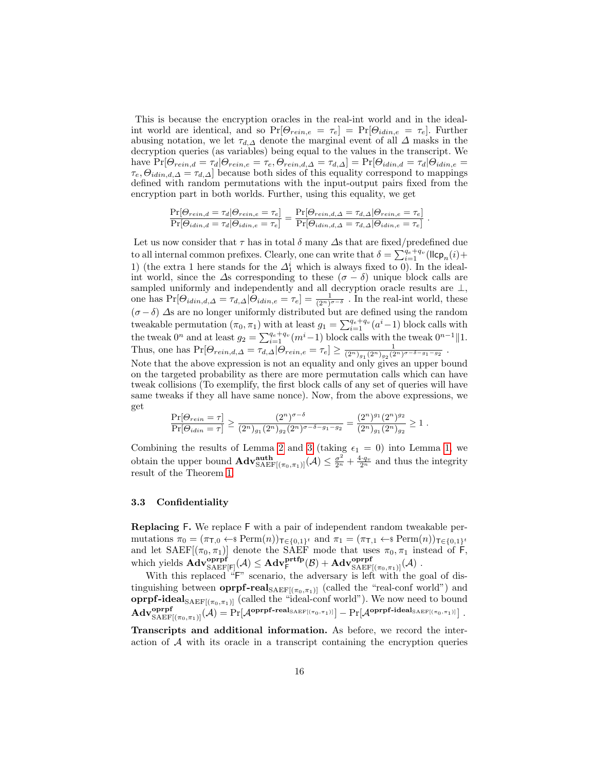This is because the encryption oracles in the real-int world and in the ideal-int world are identical, and so $\Pr[\Theta_{rein,e} = \tau_e] = \Pr[\Theta_{idin,e} = \tau_e]$. Further abusing notation, we let $\tau_{d,\Delta}$ denote the marginal event of all $\Delta$ masks in the decryption queries (as variables) being equal to the values in the transcript. We have $\Pr[\Theta_{rein,d} = \tau_d | \Theta_{rein,e} = \tau_e, \Theta_{rein,d,\Delta} = \tau_{d,\Delta}] = \Pr[\Theta_{idin,d} = \tau_d | \Theta_{idin,e} = \tau_e, \Theta_{idin,d,\Delta} = \tau_{d,\Delta}]$ because both sides of this equality correspond to mappings defined with random permutations with the input-output pairs fixed from the encryption part in both worlds. Further, using this equality, we get

$$\frac{\Pr[\Theta_{rein,d} = \tau_d | \Theta_{rein,e} = \tau_e]}{\Pr[\Theta_{idin,d} = \tau_d | \Theta_{idin,e} = \tau_e]} = \frac{\Pr[\Theta_{rein,d,\Delta} = \tau_{d,\Delta} | \Theta_{rein,e} = \tau_e]}{\Pr[\Theta_{idin,d,\Delta} = \tau_{d,\Delta} | \Theta_{idin,e} = \tau_e]} .$$

Let us now consider that $\tau$ has in total $\delta$ many $\Delta$s that are fixed/predefined due to all internal common prefixes. Clearly, one can write that $\delta = \sum_{i=1}^{q_e+q_v} (\mathsf{llcp}_n(i) + 1)$ (the extra 1 here stands for the $\Delta_1^i$ which is always fixed to 0). In the ideal-int world, since the $\Delta$s corresponding to these $(\sigma - \delta)$ unique block calls are sampled uniformly and independently and all decryption oracle results are $\bot$, one has $\Pr[\Theta_{idin,d,\Delta} = \tau_{d,\Delta} | \Theta_{idin,e} = \tau_e] = \frac{1}{(2^n)^{\sigma-\delta}}$ . In the real-int world, these $(\sigma - \delta)$ $\Delta$s are no longer uniformly distributed but are defined using the random tweakable permutation $(\pi_0, \pi_1)$ with at least $g_1 = \sum_{i=1}^{q_e+q_v} (a^i - 1)$ block calls with the tweak $0^n$ and at least $g_2 = \sum_{i=1}^{q_e+q_v} (m^i - 1)$ block calls with the tweak $0^{n-1} \| 1$. Thus, one has $\Pr[\Theta_{rein,d,\Delta} = \tau_{d,\Delta} | \Theta_{rein,e} = \tau_e] \geq \frac{1}{(2^n)_{g_1} (2^n)_{g_2} (2^n)^{\sigma-\delta-g_1-g_2}}$ .
Note that the above expression is not an equality and only gives an upper bound on the targeted probability as there are more permutation calls which can have tweak collisions (To exemplify, the first block calls of any set of queries will have same tweaks if they all have same nonce). Now, from the above expressions, we get

$$\frac{\Pr[\Theta_{rein} = \tau]}{\Pr[\Theta_{idin} = \tau]} \geq \frac{(2^n)^{\sigma-\delta}}{(2^n)_{g_1} (2^n)_{g_2} (2^n)^{\sigma-\delta-g_1-g_2}} = \frac{(2^n)^{g_1} (2^n)^{g_2}}{(2^n)_{g_1} (2^n)_{g_2}} \geq 1 .$$

Combining the results of Lemma 2 and 3 (taking $\epsilon_1 = 0$) into Lemma 1, we obtain the upper bound $\mathbf{Adv}^{\mathbf{auth}}_{\mathrm{SAEF}[(\pi_0,\pi_1)]}(\mathcal{A}) \leq \frac{\sigma^2}{2^n} + \frac{4 \cdot q_v}{2^n}$ and thus the integrity result of the Theorem 1.

### 3.3 Confidentiality

**Replacing F.** We replace $\mathsf{F}$ with a pair of independent random tweakable permutations $\pi_0 = (\pi_{\mathsf{T},0} \leftarrow\!\!\$\ \mathrm{Perm}(n))_{\mathsf{T} \in \{0,1\}^t}$ and $\pi_1 = (\pi_{\mathsf{T},1} \leftarrow\!\!\$\ \mathrm{Perm}(n))_{\mathsf{T} \in \{0,1\}^t}$ and let $\mathrm{SAEF}[(\pi_0, \pi_1)]$ denote the SAEF mode that uses $\pi_0, \pi_1$ instead of $\mathsf{F}$, which yields $\mathbf{Adv}^{\mathbf{oprpf}}_{\mathrm{SAEF}[\mathsf{F}]}(\mathcal{A}) \leq \mathbf{Adv}^{\mathbf{prtfp}}_{\mathsf{F}}(\mathcal{B}) + \mathbf{Adv}^{\mathbf{oprpf}}_{\mathrm{SAEF}[(\pi_0,\pi_1)]}(\mathcal{A})$ .

With this replaced "F" scenario, the adversary is left with the goal of distinguishing between $\mathbf{oprpf\text{-}real}_{\mathrm{SAEF}[(\pi_0,\pi_1)]}$ (called the "real-conf world") and $\mathbf{oprpf\text{-}ideal}_{\mathrm{SAEF}[(\pi_0,\pi_1)]}$ (called the "ideal-conf world"). We now need to bound $\mathbf{Adv}^{\mathbf{oprpf}}_{\mathrm{SAEF}[(\pi_0,\pi_1)]}(\mathcal{A}) = \Pr[\mathcal{A}^{\mathbf{oprpf\text{-}real}_{\mathrm{SAEF}[(\pi_0,\pi_1)]}}] - \Pr[\mathcal{A}^{\mathbf{oprpf\text{-}ideal}_{\mathrm{SAEF}[(\pi_0,\pi_1)]}}]$ .

**Transcripts and additional information.** As before, we record the interaction of $\mathcal{A}$ with its oracle in a transcript containing the encryption queries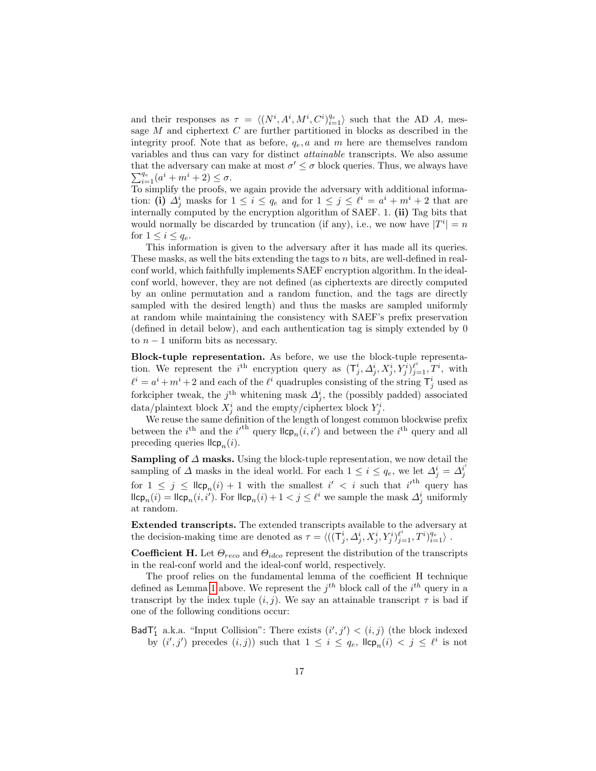and their responses as $\tau = \langle (N^i, A^i, M^i, C^i)_{i=1}^{q_e} \rangle$ such that the AD $A$, message $M$ and ciphertext $C$ are further partitioned in blocks as described in the integrity proof. Note that as before, $q_e, a$ and $m$ here are themselves random variables and thus can vary for distinct *attainable* transcripts. We also assume that the adversary can make at most $\sigma' \leq \sigma$ block queries. Thus, we always have $\sum_{i=1}^{q_e}(a^i + m^i + 2) \leq \sigma$.
To simplify the proofs, we again provide the adversary with additional information: **(i)** $\Delta^i_j$ masks for $1 \leq i \leq q_e$ and for $1 \leq j \leq \ell^i = a^i + m^i + 2$ that are internally computed by the encryption algorithm of SAEF. 1. **(ii)** Tag bits that would normally be discarded by truncation (if any), i.e., we now have $|T^i| = n$ for $1 \leq i \leq q_e$.

This information is given to the adversary after it has made all its queries. These masks, as well the bits extending the tags to $n$ bits, are well-defined in real-conf world, which faithfully implements SAEF encryption algorithm. In the ideal-conf world, however, they are not defined (as ciphertexts are directly computed by an online permutation and a random function, and the tags are directly sampled with the desired length) and thus the masks are sampled uniformly at random while maintaining the consistency with SAEF's prefix preservation (defined in detail below), and each authentication tag is simply extended by 0 to $n-1$ uniform bits as necessary.

**Block-tuple representation.** As before, we use the block-tuple representation. We represent the $i^{\text{th}}$ encryption query as $(\mathsf{T}^i_j, \Delta^i_j, X^i_j, Y^i_j)_{j=1}^{\ell^i}, T^i$, with $\ell^i = a^i + m^i + 2$ and each of the $\ell^i$ quadruples consisting of the string $\mathsf{T}^i_j$ used as forkcipher tweak, the $j^{\text{th}}$ whitening mask $\Delta^i_j$, the (possibly padded) associated data/plaintext block $X^i_j$ and the empty/ciphertext block $Y^i_j$.

We reuse the same definition of the length of longest common blockwise prefix between the $i^{\text{th}}$ and the $i'^{\text{th}}$ query $\mathsf{llcp}_n(i, i')$ and between the $i^{\text{th}}$ query and all preceding queries $\mathsf{llcp}_n(i)$.

**Sampling of $\Delta$ masks.** Using the block-tuple representation, we now detail the sampling of $\Delta$ masks in the ideal world. For each $1 \leq i \leq q_e$, we let $\Delta^i_j = \Delta^{i'}_j$ for $1 \leq j \leq \mathsf{llcp}_n(i) + 1$ with the smallest $i' < i$ such that $i'^{\text{th}}$ query has $\mathsf{llcp}_n(i) = \mathsf{llcp}_n(i, i')$. For $\mathsf{llcp}_n(i) + 1 < j \leq \ell^i$ we sample the mask $\Delta^i_j$ uniformly at random.

**Extended transcripts.** The extended transcripts available to the adversary at the decision-making time are denoted as $\tau = \langle ((\mathsf{T}^i_j, \Delta^i_j, X^i_j, Y^i_j)_{j=1}^{\ell^i}, T^i)_{i=1}^{q_e} \rangle$ .

**Coefficient H.** Let $\Theta_{reco}$ and $\Theta_{idco}$ represent the distribution of the transcripts in the real-conf world and the ideal-conf world, respectively.

The proof relies on the fundamental lemma of the coefficient H technique defined as Lemma 1 above. We represent the $j^{th}$ block call of the $i^{th}$ query in a transcript by the index tuple $(i, j)$. We say an attainable transcript $\tau$ is bad if one of the following conditions occur:

$\mathsf{BadT}'_1$ a.k.a. "Input Collision": There exists $(i', j') < (i, j)$ (the block indexed by $(i', j')$ precedes $(i, j)$) such that $1 \leq i \leq q_e$, $\mathsf{llcp}_n(i) < j \leq \ell^i$ is not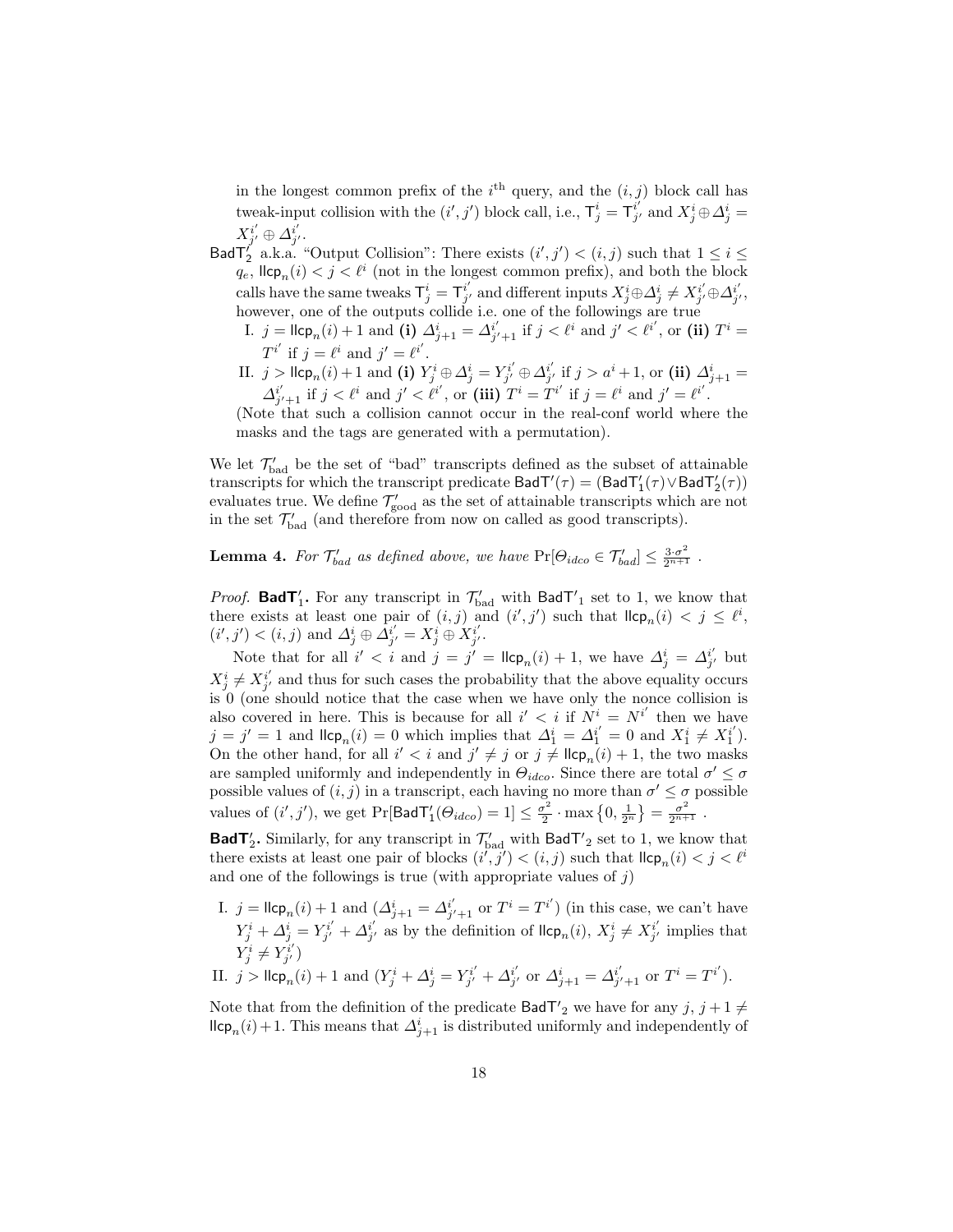in the longest common prefix of the $i^{\text{th}}$ query, and the $(i, j)$ block call has tweak-input collision with the $(i', j')$ block call, i.e., $\mathsf{T}^i_j = \mathsf{T}^{i'}_{j'}$ and $X^i_j \oplus \Delta^i_j = X^{i'}_{j'} \oplus \Delta^{i'}_{j'}$.

$\mathsf{BadT}'_2$ a.k.a. "Output Collision": There exists $(i', j') < (i, j)$ such that $1 \leq i \leq q_e$, $\mathsf{llcp}_n(i) < j < \ell^i$ (not in the longest common prefix), and both the block calls have the same tweaks $\mathsf{T}^i_j = \mathsf{T}^{i'}_{j'}$ and different inputs $X^i_j \oplus \Delta^i_j \neq X^{i'}_{j'} \oplus \Delta^{i'}_{j'}$, however, one of the outputs collide i.e. one of the followings are true

I. $j = \mathsf{llcp}_n(i) + 1$ and **(i)** $\Delta^i_{j+1} = \Delta^{i'}_{j'+1}$ if $j < \ell^i$ and $j' < \ell^{i'}$, or **(ii)** $T^i = T^{i'}$ if $j = \ell^i$ and $j' = \ell^{i'}$.

II. $j > \mathsf{llcp}_n(i) + 1$ and **(i)** $Y^i_j \oplus \Delta^i_j = Y^{i'}_{j'} \oplus \Delta^{i'}_{j'}$ if $j > a^i + 1$, or **(ii)** $\Delta^i_{j+1} = \Delta^{i'}_{j'+1}$ if $j < \ell^i$ and $j' < \ell^{i'}$, or **(iii)** $T^i = T^{i'}$ if $j = \ell^i$ and $j' = \ell^{i'}$.

(Note that such a collision cannot occur in the real-conf world where the masks and the tags are generated with a permutation).

We let $\mathcal{T}'_{\text{bad}}$ be the set of "bad" transcripts defined as the subset of attainable transcripts for which the transcript predicate $\mathsf{BadT}'(\tau) = (\mathsf{BadT}'_1(\tau) \vee \mathsf{BadT}'_2(\tau))$ evaluates true. We define $\mathcal{T}'_{\text{good}}$ as the set of attainable transcripts which are not in the set $\mathcal{T}'_{\text{bad}}$ (and therefore from now on called as good transcripts).

**Lemma 4.** *For $\mathcal{T}'_{bad}$ as defined above, we have* $\Pr[\Theta_{idco} \in \mathcal{T}'_{bad}] \leq \frac{3 \cdot \sigma^2}{2^{n+1}}$ .

*Proof.* $\mathbf{BadT'_1}$**.** For any transcript in $\mathcal{T}'_{\text{bad}}$ with $\mathsf{BadT}'_1$ set to 1, we know that there exists at least one pair of $(i, j)$ and $(i', j')$ such that $\mathsf{llcp}_n(i) < j \leq \ell^i$, $(i', j') < (i, j)$ and $\Delta^i_j \oplus \Delta^{i'}_{j'} = X^i_j \oplus X^{i'}_{j'}$.

Note that for all $i' < i$ and $j = j' = \mathsf{llcp}_n(i) + 1$, we have $\Delta^i_j = \Delta^{i'}_{j'}$ but $X^i_j \neq X^{i'}_{j'}$ and thus for such cases the probability that the above equality occurs is 0 (one should notice that the case when we have only the nonce collision is also covered in here. This is because for all $i' < i$ if $N^i = N^{i'}$ then we have $j = j' = 1$ and $\mathsf{llcp}_n(i) = 0$ which implies that $\Delta^i_1 = \Delta^{i'}_1 = 0$ and $X^i_1 \neq X^{i'}_1$). On the other hand, for all $i' < i$ and $j' \neq j$ or $j \neq \mathsf{llcp}_n(i) + 1$, the two masks are sampled uniformly and independently in $\Theta_{idco}$. Since there are total $\sigma' \leq \sigma$ possible values of $(i, j)$ in a transcript, each having no more than $\sigma' \leq \sigma$ possible values of $(i', j')$, we get $\Pr[\mathsf{BadT}'_1(\Theta_{idco}) = 1] \leq \frac{\sigma^2}{2} \cdot \max\left\{0, \frac{1}{2^n}\right\} = \frac{\sigma^2}{2^{n+1}}$ .

$\mathbf{BadT'_2}$**.** Similarly, for any transcript in $\mathcal{T}'_{\text{bad}}$ with $\mathsf{BadT}'_2$ set to 1, we know that there exists at least one pair of blocks $(i', j') < (i, j)$ such that $\mathsf{llcp}_n(i) < j < \ell^i$ and one of the followings is true (with appropriate values of $j$)

I. $j = \mathsf{llcp}_n(i) + 1$ and ($\Delta^i_{j+1} = \Delta^{i'}_{j'+1}$ or $T^i = T^{i'}$) (in this case, we can't have $Y^i_j + \Delta^i_j = Y^{i'}_{j'} + \Delta^{i'}_{j'}$ as by the definition of $\mathsf{llcp}_n(i)$, $X^i_j \neq X^{i'}_{j'}$ implies that $Y^i_j \neq Y^{i'}_{j'}$)

II. $j > \mathsf{llcp}_n(i) + 1$ and ($Y^i_j + \Delta^i_j = Y^{i'}_{j'} + \Delta^{i'}_{j'}$ or $\Delta^i_{j+1} = \Delta^{i'}_{j'+1}$ or $T^i = T^{i'}$).

Note that from the definition of the predicate $\mathsf{BadT}'_2$ we have for any $j$, $j + 1 \neq \mathsf{llcp}_n(i) + 1$. This means that $\Delta^i_{j+1}$ is distributed uniformly and independently of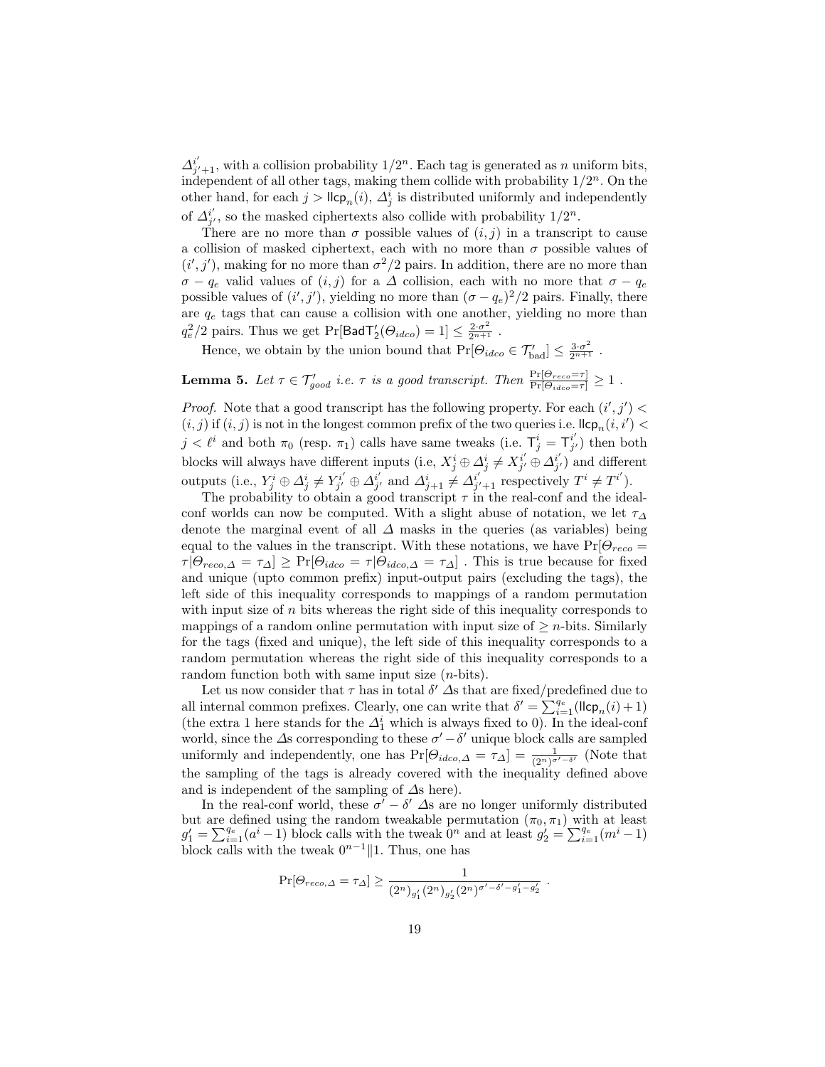$\Delta^{i'}_{j'+1}$, with a collision probability $1/2^n$. Each tag is generated as $n$ uniform bits, independent of all other tags, making them collide with probability $1/2^n$. On the other hand, for each $j > \mathsf{llcp}_n(i)$, $\Delta^i_j$ is distributed uniformly and independently of $\Delta^{i'}_{j'}$, so the masked ciphertexts also collide with probability $1/2^n$.

There are no more than $\sigma$ possible values of $(i,j)$ in a transcript to cause a collision of masked ciphertext, each with no more than $\sigma$ possible values of $(i',j')$, making for no more than $\sigma^2/2$ pairs. In addition, there are no more than $\sigma - q_e$ valid values of $(i,j)$ for a $\Delta$ collision, each with no more that $\sigma - q_e$ possible values of $(i',j')$, yielding no more than $(\sigma - q_e)^2/2$ pairs. Finally, there are $q_e$ tags that can cause a collision with one another, yielding no more than $q_e^2/2$ pairs. Thus we get $\Pr[\mathsf{BadT}'_2(\Theta_{idco}) = 1] \leq \frac{2\cdot\sigma^2}{2^{n+1}}$ .

Hence, we obtain by the union bound that $\Pr[\Theta_{idco} \in \mathcal{T}'_{\text{bad}}] \leq \frac{3\cdot\sigma^2}{2^{n+1}}$ .

**Lemma 5.** *Let $\tau \in \mathcal{T}'_{good}$ i.e. $\tau$ is a good transcript. Then* $\frac{\Pr[\Theta_{reco}=\tau]}{\Pr[\Theta_{idco}=\tau]} \geq 1$ .

*Proof.* Note that a good transcript has the following property. For each $(i',j') < (i,j)$ if $(i,j)$ is not in the longest common prefix of the two queries i.e. $\mathsf{llcp}_n(i,i') < j < \ell^i$ and both $\pi_0$ (resp. $\pi_1$) calls have same tweaks (i.e. $\mathsf{T}^i_j = \mathsf{T}^{i'}_{j'}$) then both blocks will always have different inputs (i.e, $X^i_j \oplus \Delta^i_j \neq X^{i'}_{j'} \oplus \Delta^{i'}_{j'}$) and different outputs (i.e., $Y^i_j \oplus \Delta^i_j \neq Y^{i'}_{j'} \oplus \Delta^{i'}_{j'}$ and $\Delta^i_{j+1} \neq \Delta^{i'}_{j'+1}$ respectively $T^i \neq T^{i'}$).

The probability to obtain a good transcript $\tau$ in the real-conf and the ideal-conf worlds can now be computed. With a slight abuse of notation, we let $\tau_\Delta$ denote the marginal event of all $\Delta$ masks in the queries (as variables) being equal to the values in the transcript. With these notations, we have $\Pr[\Theta_{reco} = \tau | \Theta_{reco,\Delta} = \tau_\Delta] \geq \Pr[\Theta_{idco} = \tau | \Theta_{idco,\Delta} = \tau_\Delta]$ . This is true because for fixed and unique (upto common prefix) input-output pairs (excluding the tags), the left side of this inequality corresponds to mappings of a random permutation with input size of $n$ bits whereas the right side of this inequality corresponds to mappings of a random online permutation with input size of $\geq n$-bits. Similarly for the tags (fixed and unique), the left side of this inequality corresponds to a random permutation whereas the right side of this inequality corresponds to a random function both with same input size ($n$-bits).

Let us now consider that $\tau$ has in total $\delta'$ $\Delta$s that are fixed/predefined due to all internal common prefixes. Clearly, one can write that $\delta' = \sum_{i=1}^{q_e}(\mathsf{llcp}_n(i)+1)$ (the extra 1 here stands for the $\Delta^i_1$ which is always fixed to 0). In the ideal-conf world, since the $\Delta$s corresponding to these $\sigma' - \delta'$ unique block calls are sampled uniformly and independently, one has $\Pr[\Theta_{idco,\Delta} = \tau_\Delta] = \frac{1}{(2^n)^{\sigma'-\delta'}}$ (Note that the sampling of the tags is already covered with the inequality defined above and is independent of the sampling of $\Delta$s here).

In the real-conf world, these $\sigma' - \delta'$ $\Delta$s are no longer uniformly distributed but are defined using the random tweakable permutation $(\pi_0, \pi_1)$ with at least $g'_1 = \sum_{i=1}^{q_e}(a^i - 1)$ block calls with the tweak $0^n$ and at least $g'_2 = \sum_{i=1}^{q_e}(m^i - 1)$ block calls with the tweak $0^{n-1}\|1$. Thus, one has

$$\Pr[\Theta_{reco,\Delta} = \tau_\Delta] \geq \frac{1}{(2^n)_{g'_1}(2^n)_{g'_2}(2^n)^{\sigma'-\delta'-g'_1-g'_2}} \ .$$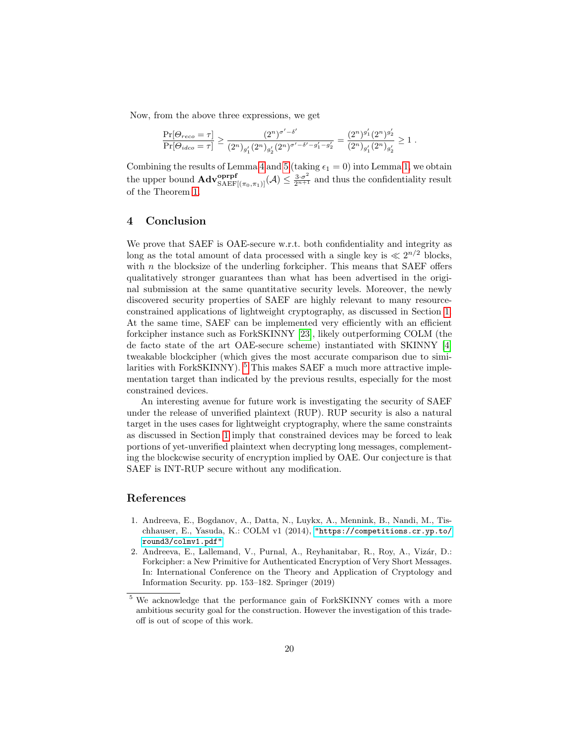Now, from the above three expressions, we get

$$\frac{\Pr[\Theta_{reco} = \tau]}{\Pr[\Theta_{idco} = \tau]} \geq \frac{(2^n)^{\sigma' - \delta'}}{(2^n)_{g'_1}(2^n)_{g'_2}(2^n)^{\sigma' - \delta' - g'_1 - g'_2}} = \frac{(2^n)^{g'_1}(2^n)^{g'_2}}{(2^n)_{g'_1}(2^n)_{g'_2}} \geq 1 \ .$$

Combining the results of Lemma 4 and 5 (taking $\epsilon_1 = 0$) into Lemma 1, we obtain the upper bound $\mathbf{Adv}^{\mathbf{oprpf}}_{\mathrm{SAEF}[(\pi_0,\pi_1)]}(\mathcal{A}) \leq \frac{3 \cdot \sigma^2}{2^{n+1}}$ and thus the confidentiality result of the Theorem 1.

## 4 Conclusion

We prove that SAEF is OAE-secure w.r.t. both confidentiality and integrity as long as the total amount of data processed with a single key is $\ll 2^{n/2}$ blocks, with $n$ the blocksize of the underling forkcipher. This means that SAEF offers qualitatively stronger guarantees than what has been advertised in the original submission at the same quantitative security levels. Moreover, the newly discovered security properties of SAEF are highly relevant to many resource-constrained applications of lightweight cryptography, as discussed in Section 1. At the same time, SAEF can be implemented very efficiently with an efficient forkcipher instance such as ForkSKINNY [23], likely outperforming COLM (the de facto state of the art OAE-secure scheme) instantiated with SKINNY [4] tweakable blockcipher (which gives the most accurate comparison due to similarities with ForkSKINNY). [5] This makes SAEF a much more attractive implementation target than indicated by the previous results, especially for the most constrained devices.

An interesting avenue for future work is investigating the security of SAEF under the release of unverified plaintext (RUP). RUP security is also a natural target in the uses cases for lightweight cryptography, where the same constraints as discussed in Section 1 imply that constrained devices may be forced to leak portions of yet-unverified plaintext when decrypting long messages, complementing the blockcwise security of encryption implied by OAE. Our conjecture is that SAEF is INT-RUP secure without any modification.

## References

1. Andreeva, E., Bogdanov, A., Datta, N., Luykx, A., Mennink, B., Nandi, M., Tischhauser, E., Yasuda, K.: COLM v1 (2014), "https://competitions.cr.yp.to/round3/colmv1.pdf"
2. Andreeva, E., Lallemand, V., Purnal, A., Reyhanitabar, R., Roy, A., Vizár, D.: Forkcipher: a New Primitive for Authenticated Encryption of Very Short Messages. In: International Conference on the Theory and Application of Cryptology and Information Security. pp. 153–182. Springer (2019)

[5] We acknowledge that the performance gain of ForkSKINNY comes with a more ambitious security goal for the construction. However the investigation of this tradeoff is out of scope of this work.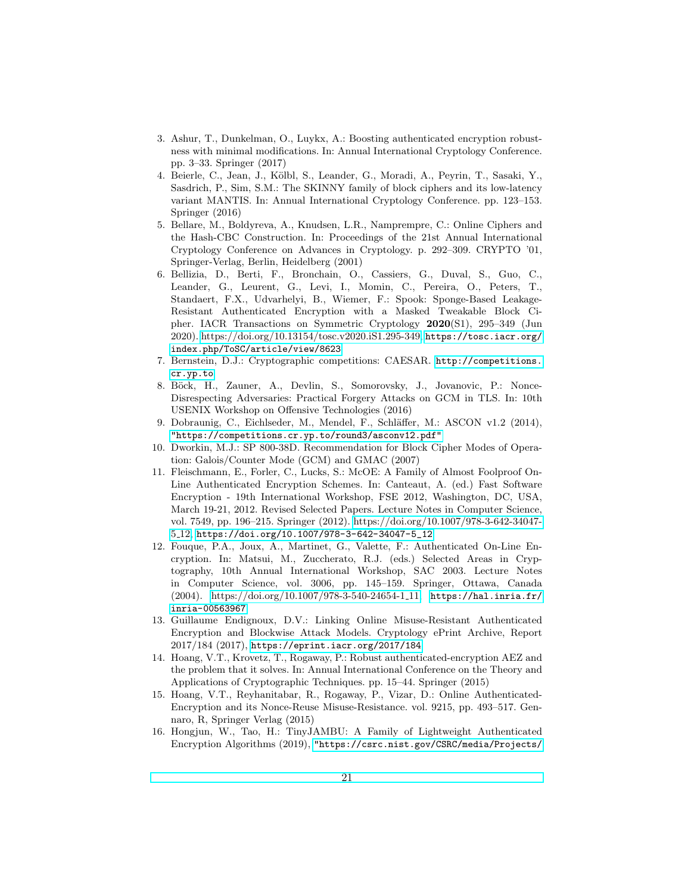3. Ashur, T., Dunkelman, O., Luykx, A.: Boosting authenticated encryption robustness with minimal modifications. In: Annual International Cryptology Conference. pp. 3–33. Springer (2017)
4. Beierle, C., Jean, J., Kölbl, S., Leander, G., Moradi, A., Peyrin, T., Sasaki, Y., Sasdrich, P., Sim, S.M.: The SKINNY family of block ciphers and its low-latency variant MANTIS. In: Annual International Cryptology Conference. pp. 123–153. Springer (2016)
5. Bellare, M., Boldyreva, A., Knudsen, L.R., Namprempre, C.: Online Ciphers and the Hash-CBC Construction. In: Proceedings of the 21st Annual International Cryptology Conference on Advances in Cryptology. p. 292–309. CRYPTO '01, Springer-Verlag, Berlin, Heidelberg (2001)
6. Bellizia, D., Berti, F., Bronchain, O., Cassiers, G., Duval, S., Guo, C., Leander, G., Leurent, G., Levi, I., Momin, C., Pereira, O., Peters, T., Standaert, F.X., Udvarhelyi, B., Wiemer, F.: Spook: Sponge-Based Leakage-Resistant Authenticated Encryption with a Masked Tweakable Block Cipher. IACR Transactions on Symmetric Cryptology **2020**(S1), 295–349 (Jun 2020). https://doi.org/10.13154/tosc.v2020.iS1.295-349, https://tosc.iacr.org/index.php/ToSC/article/view/8623
7. Bernstein, D.J.: Cryptographic competitions: CAESAR. http://competitions.cr.yp.to
8. Böck, H., Zauner, A., Devlin, S., Somorovsky, J., Jovanovic, P.: Nonce-Disrespecting Adversaries: Practical Forgery Attacks on GCM in TLS. In: 10th USENIX Workshop on Offensive Technologies (2016)
9. Dobraunig, C., Eichlseder, M., Mendel, F., Schläffer, M.: ASCON v1.2 (2014), "https://competitions.cr.yp.to/round3/asconv12.pdf"
10. Dworkin, M.J.: SP 800-38D. Recommendation for Block Cipher Modes of Operation: Galois/Counter Mode (GCM) and GMAC (2007)
11. Fleischmann, E., Forler, C., Lucks, S.: McOE: A Family of Almost Foolproof On-Line Authenticated Encryption Schemes. In: Canteaut, A. (ed.) Fast Software Encryption - 19th International Workshop, FSE 2012, Washington, DC, USA, March 19-21, 2012. Revised Selected Papers. Lecture Notes in Computer Science, vol. 7549, pp. 196–215. Springer (2012). https://doi.org/10.1007/978-3-642-34047-5_12, https://doi.org/10.1007/978-3-642-34047-5_12
12. Fouque, P.A., Joux, A., Martinet, G., Valette, F.: Authenticated On-Line Encryption. In: Matsui, M., Zuccherato, R.J. (eds.) Selected Areas in Cryptography, 10th Annual International Workshop, SAC 2003. Lecture Notes in Computer Science, vol. 3006, pp. 145–159. Springer, Ottawa, Canada (2004). https://doi.org/10.1007/978-3-540-24654-1_11, https://hal.inria.fr/inria-00563967
13. Guillaume Endignoux, D.V.: Linking Online Misuse-Resistant Authenticated Encryption and Blockwise Attack Models. Cryptology ePrint Archive, Report 2017/184 (2017), https://eprint.iacr.org/2017/184
14. Hoang, V.T., Krovetz, T., Rogaway, P.: Robust authenticated-encryption AEZ and the problem that it solves. In: Annual International Conference on the Theory and Applications of Cryptographic Techniques. pp. 15–44. Springer (2015)
15. Hoang, V.T., Reyhanitabar, R., Rogaway, P., Vizar, D.: Online Authenticated-Encryption and its Nonce-Reuse Misuse-Resistance. vol. 9215, pp. 493–517. Gennaro, R, Springer Verlag (2015)
16. Hongjun, W., Tao, H.: TinyJAMBU: A Family of Lightweight Authenticated Encryption Algorithms (2019), "https://csrc.nist.gov/CSRC/media/Projects/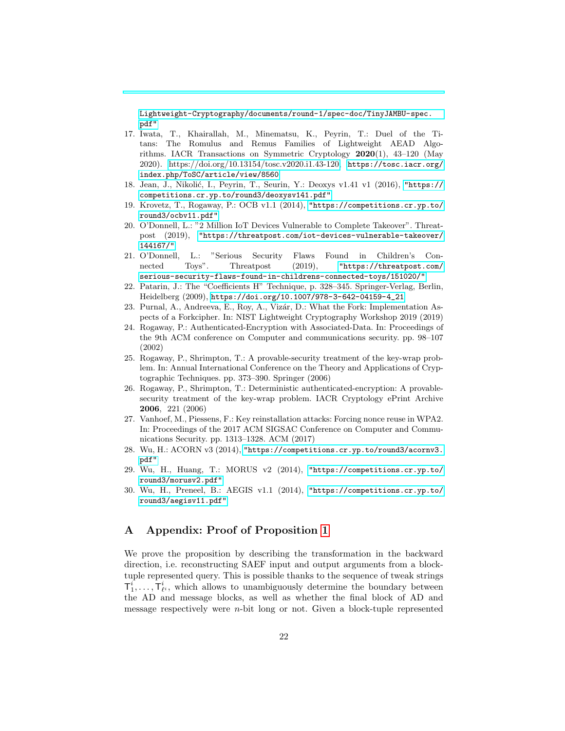Lightweight-Cryptography/documents/round-1/spec-doc/TinyJAMBU-spec.pdf"

17. Iwata, T., Khairallah, M., Minematsu, K., Peyrin, T.: Duel of the Titans: The Romulus and Remus Families of Lightweight AEAD Algorithms. IACR Transactions on Symmetric Cryptology **2020**(1), 43–120 (May 2020). https://doi.org/10.13154/tosc.v2020.i1.43-120, https://tosc.iacr.org/index.php/ToSC/article/view/8560
18. Jean, J., Nikolić, I., Peyrin, T., Seurin, Y.: Deoxys v1.41 v1 (2016), "https://competitions.cr.yp.to/round3/deoxysv141.pdf"
19. Krovetz, T., Rogaway, P.: OCB v1.1 (2014), "https://competitions.cr.yp.to/round3/ocbv11.pdf"
20. O'Donnell, L.: "2 Million IoT Devices Vulnerable to Complete Takeover". Threatpost (2019), "https://threatpost.com/iot-devices-vulnerable-takeover/144167/"
21. O'Donnell, L.: "Serious Security Flaws Found in Children's Connected Toys". Threatpost (2019), "https://threatpost.com/serious-security-flaws-found-in-childrens-connected-toys/151020/"
22. Patarin, J.: The "Coefficients H" Technique, p. 328–345. Springer-Verlag, Berlin, Heidelberg (2009), https://doi.org/10.1007/978-3-642-04159-4_21
23. Purnal, A., Andreeva, E., Roy, A., Vizár, D.: What the Fork: Implementation Aspects of a Forkcipher. In: NIST Lightweight Cryptography Workshop 2019 (2019)
24. Rogaway, P.: Authenticated-Encryption with Associated-Data. In: Proceedings of the 9th ACM conference on Computer and communications security. pp. 98–107 (2002)
25. Rogaway, P., Shrimpton, T.: A provable-security treatment of the key-wrap problem. In: Annual International Conference on the Theory and Applications of Cryptographic Techniques. pp. 373–390. Springer (2006)
26. Rogaway, P., Shrimpton, T.: Deterministic authenticated-encryption: A provable-security treatment of the key-wrap problem. IACR Cryptology ePrint Archive **2006**, 221 (2006)
27. Vanhoef, M., Piessens, F.: Key reinstallation attacks: Forcing nonce reuse in WPA2. In: Proceedings of the 2017 ACM SIGSAC Conference on Computer and Communications Security. pp. 1313–1328. ACM (2017)
28. Wu, H.: ACORN v3 (2014), "https://competitions.cr.yp.to/round3/acornv3.pdf"
29. Wu, H., Huang, T.: MORUS v2 (2014), "https://competitions.cr.yp.to/round3/morusv2.pdf"
30. Wu, H., Preneel, B.: AEGIS v1.1 (2014), "https://competitions.cr.yp.to/round3/aegisv11.pdf"

# A Appendix: Proof of Proposition 1

We prove the proposition by describing the transformation in the backward direction, i.e. reconstructing SAEF input and output arguments from a block-tuple represented query. This is possible thanks to the sequence of tweak strings $\mathsf{T}_1^i, \ldots, \mathsf{T}_{\ell^i}^i$, which allows to unambiguously determine the boundary between the AD and message blocks, as well as whether the final block of AD and message respectively were $n$-bit long or not. Given a block-tuple represented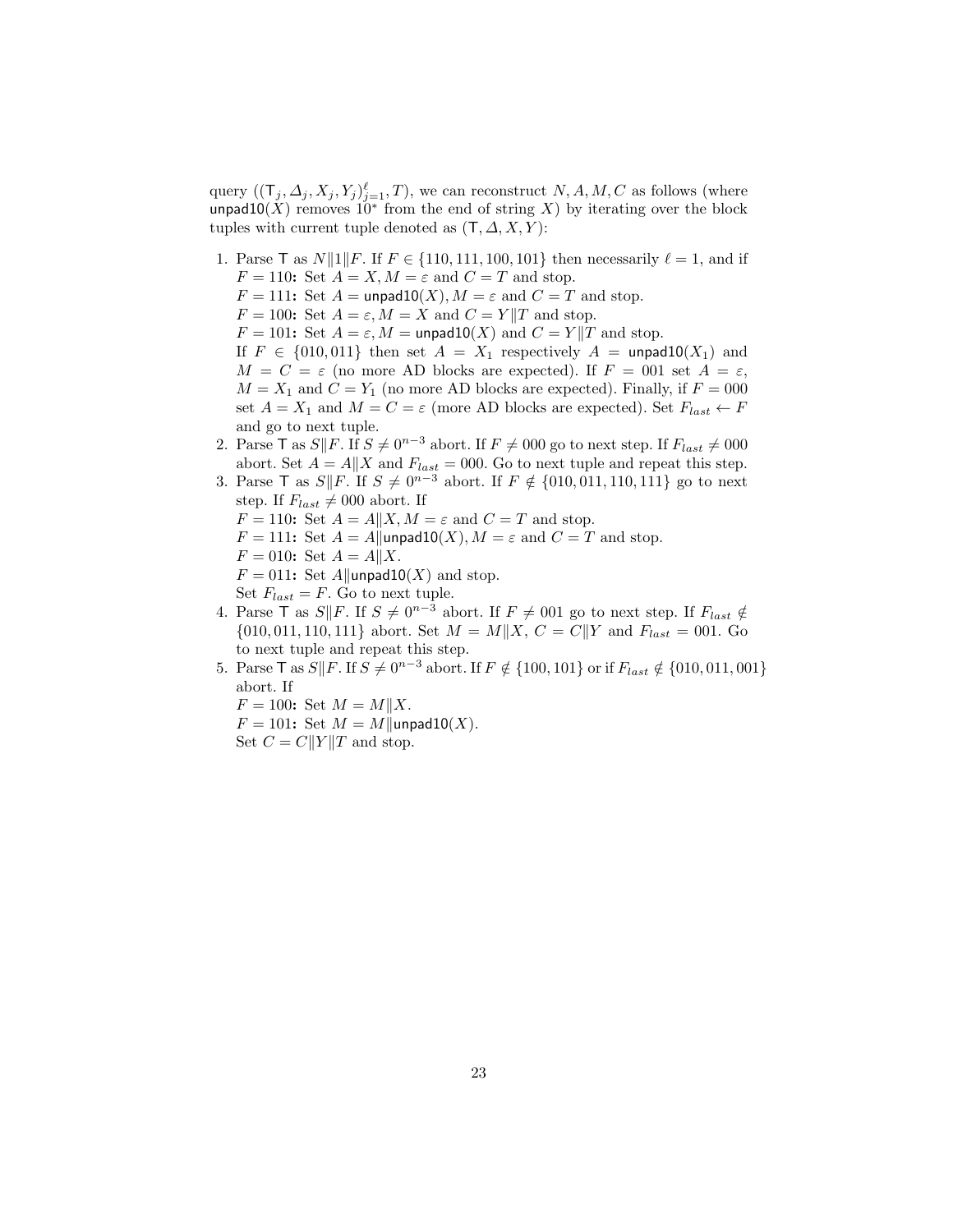query $((\mathsf{T}_j, \Delta_j, X_j, Y_j)_{j=1}^{\ell}, T)$, we can reconstruct $N, A, M, C$ as follows (where $\mathsf{unpad10}(X)$ removes $10^*$ from the end of string $X$) by iterating over the block tuples with current tuple denoted as $(\mathsf{T}, \Delta, X, Y)$:

1. Parse $\mathsf{T}$ as $N\|1\|F$. If $F \in \{110, 111, 100, 101\}$ then necessarily $\ell = 1$, and if
   $F = 110$**:** Set $A = X, M = \varepsilon$ and $C = T$ and stop.
   $F = 111$**:** Set $A = \mathsf{unpad10}(X), M = \varepsilon$ and $C = T$ and stop.
   $F = 100$**:** Set $A = \varepsilon, M = X$ and $C = Y\|T$ and stop.
   $F = 101$**:** Set $A = \varepsilon, M = \mathsf{unpad10}(X)$ and $C = Y\|T$ and stop.
   If $F \in \{010, 011\}$ then set $A = X_1$ respectively $A = \mathsf{unpad10}(X_1)$ and $M = C = \varepsilon$ (no more AD blocks are expected). If $F = 001$ set $A = \varepsilon$, $M = X_1$ and $C = Y_1$ (no more AD blocks are expected). Finally, if $F = 000$ set $A = X_1$ and $M = C = \varepsilon$ (more AD blocks are expected). Set $F_{last} \leftarrow F$ and go to next tuple.
2. Parse $\mathsf{T}$ as $S\|F$. If $S \neq 0^{n-3}$ abort. If $F \neq 000$ go to next step. If $F_{last} \neq 000$ abort. Set $A = A\|X$ and $F_{last} = 000$. Go to next tuple and repeat this step.
3. Parse $\mathsf{T}$ as $S\|F$. If $S \neq 0^{n-3}$ abort. If $F \notin \{010, 011, 110, 111\}$ go to next step. If $F_{last} \neq 000$ abort. If
   $F = 110$**:** Set $A = A\|X, M = \varepsilon$ and $C = T$ and stop.
   $F = 111$**:** Set $A = A\|\mathsf{unpad10}(X), M = \varepsilon$ and $C = T$ and stop.
   $F = 010$**:** Set $A = A\|X$.
   $F = 011$**:** Set $A\|\mathsf{unpad10}(X)$ and stop.
   Set $F_{last} = F$. Go to next tuple.
4. Parse $\mathsf{T}$ as $S\|F$. If $S \neq 0^{n-3}$ abort. If $F \neq 001$ go to next step. If $F_{last} \notin \{010, 011, 110, 111\}$ abort. Set $M = M\|X$, $C = C\|Y$ and $F_{last} = 001$. Go to next tuple and repeat this step.
5. Parse $\mathsf{T}$ as $S\|F$. If $S \neq 0^{n-3}$ abort. If $F \notin \{100, 101\}$ or if $F_{last} \notin \{010, 011, 001\}$ abort. If
   $F = 100$**:** Set $M = M\|X$.
   $F = 101$**:** Set $M = M\|\mathsf{unpad10}(X)$.
   Set $C = C\|Y\|T$ and stop.